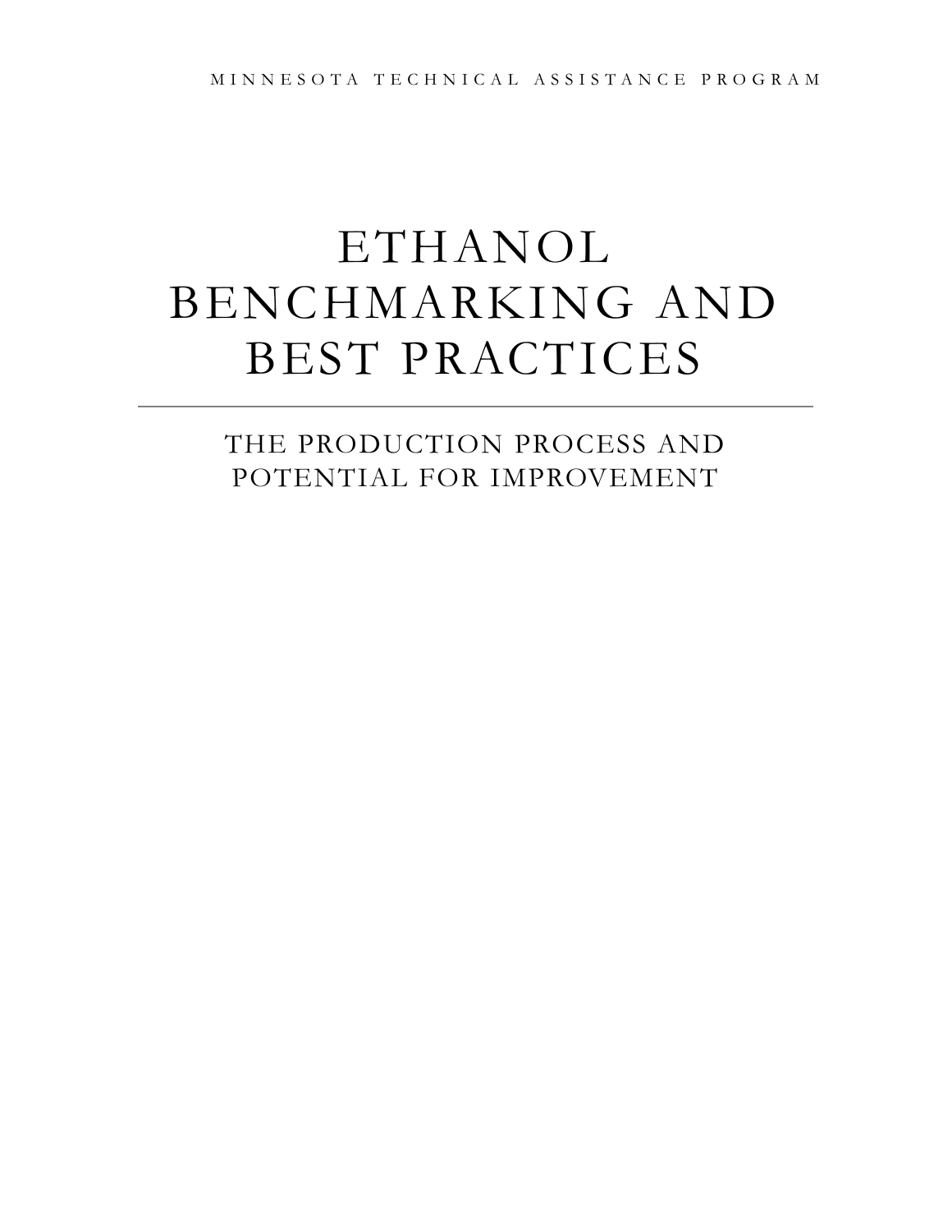MINNESOTA TECHNICAL ASSISTANCE PROGRAM

# ETHANOL BENCHMARKING AND BEST PRACTICES

## THE PRODUCTION PROCESS AND POTENTIAL FOR IMPROVEMENT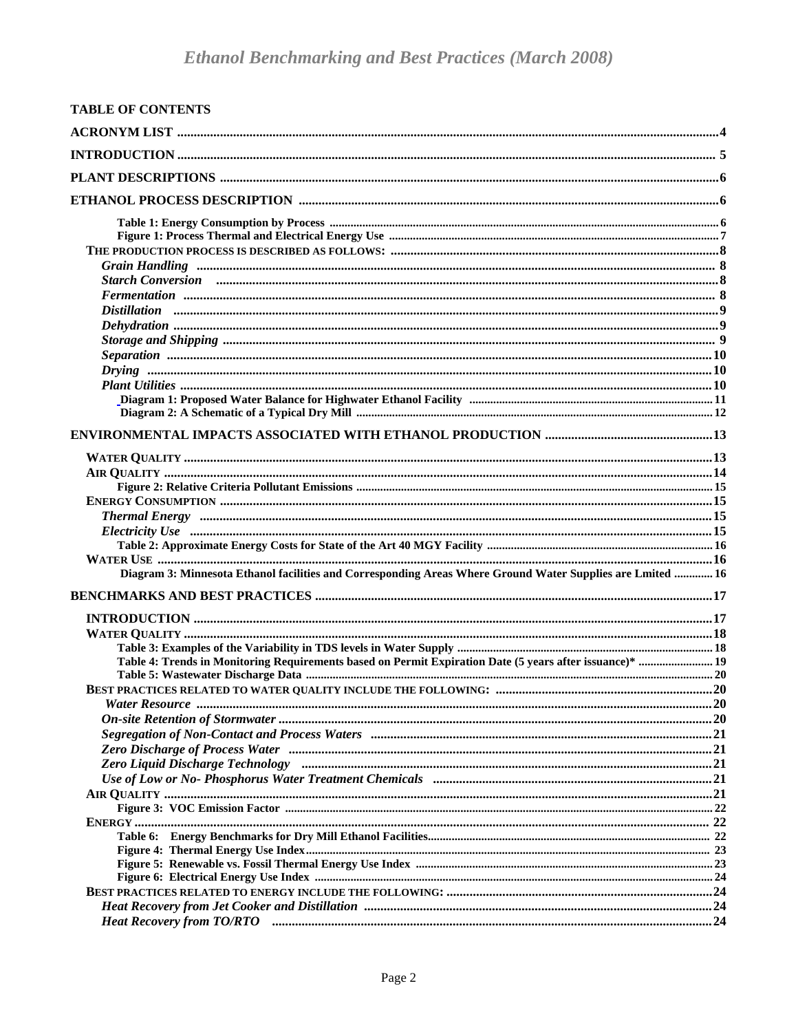# Ethanol Benchmarking and Best Practices (March 2008)

**TABLE OF CONTENTS**

**ACRONYM LIST** .......... 4

**INTRODUCTION** .......... 5

**PLANT DESCRIPTIONS** .......... 6

**ETHANOL PROCESS DESCRIPTION** .......... 6

- **Table 1: Energy Consumption by Process** .......... 6
- **Figure 1: Process Thermal and Electrical Energy Use** .......... 7

**THE PRODUCTION PROCESS IS DESCRIBED AS FOLLOWS:** .......... 8

- ***Grain Handling*** .......... 8
- ***Starch Conversion*** .......... 8
- ***Fermentation*** .......... 8
- ***Distillation*** .......... 9
- ***Dehydration*** .......... 9
- ***Storage and Shipping*** .......... 9
- ***Separation*** .......... 10
- ***Drying*** .......... 10
- ***Plant Utilities*** .......... 10
  - **Diagram 1: Proposed Water Balance for Highwater Ethanol Facility** .......... 11
  - **Diagram 2: A Schematic of a Typical Dry Mill** .......... 12

**ENVIRONMENTAL IMPACTS ASSOCIATED WITH ETHANOL PRODUCTION** .......... 13

**WATER QUALITY** .......... 13

**AIR QUALITY** .......... 14

- **Figure 2: Relative Criteria Pollutant Emissions** .......... 15

**ENERGY CONSUMPTION** .......... 15

- ***Thermal Energy*** .......... 15
- ***Electricity Use*** .......... 15
- **Table 2: Approximate Energy Costs for State of the Art 40 MGY Facility** .......... 16

**WATER USE** .......... 16

- **Diagram 3: Minnesota Ethanol facilities and Corresponding Areas Where Ground Water Supplies are Lmited** .......... 16

**BENCHMARKS AND BEST PRACTICES** .......... 17

**INTRODUCTION** .......... 17

**WATER QUALITY** .......... 18

- **Table 3: Examples of the Variability in TDS levels in Water Supply** .......... 18
- **Table 4: Trends in Monitoring Requirements based on Permit Expiration Date (5 years after issuance)*** .......... 19
- **Table 5: Wastewater Discharge Data** .......... 20

**BEST PRACTICES RELATED TO WATER QUALITY INCLUDE THE FOLLOWING:** .......... 20

- ***Water Resource*** .......... 20
- ***On-site Retention of Stormwater*** .......... 20
- ***Segregation of Non-Contact and Process Waters*** .......... 21
- ***Zero Discharge of Process Water*** .......... 21
- ***Zero Liquid Discharge Technology*** .......... 21
- ***Use of Low or No- Phosphorus Water Treatment Chemicals*** .......... 21

**AIR QUALITY** .......... 21

- **Figure 3: VOC Emission Factor** .......... 22

**ENERGY** .......... 22

- **Table 6: Energy Benchmarks for Dry Mill Ethanol Facilities** .......... 22
- **Figure 4: Thermal Energy Use Index** .......... 23
- **Figure 5: Renewable vs. Fossil Thermal Energy Use Index** .......... 23
- **Figure 6: Electrical Energy Use Index** .......... 24

**BEST PRACTICES RELATED TO ENERGY INCLUDE THE FOLLOWING:** .......... 24

- ***Heat Recovery from Jet Cooker and Distillation*** .......... 24
- ***Heat Recovery from TO/RTO*** .......... 24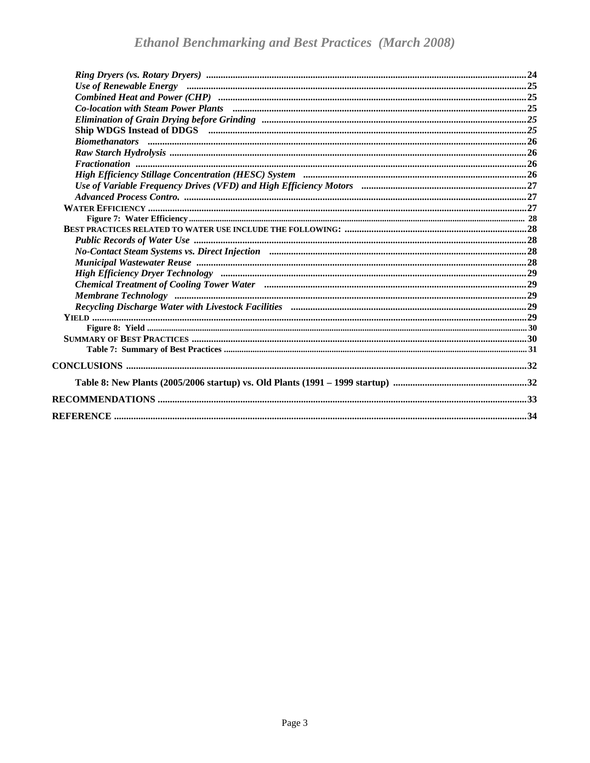*Ring Dryers (vs. Rotary Dryers)* ........ 24
*Use of Renewable Energy* ........ 25
*Combined Heat and Power (CHP)* ........ 25
*Co-location with Steam Power Plants* ........ 25
*Elimination of Grain Drying before Grinding* ........ *25*
**Ship WDGS Instead of DDGS** ........ *25*
*Biomethanators* ........ 26
*Raw Starch Hydrolysis* ........ 26
*Fractionation* ........ 26
*High Efficiency Stillage Concentration (HESC) System* ........ 26
*Use of Variable Frequency Drives (VFD) and High Efficiency Motors* ........ 27
*Advanced Process Contro.* ........ 27
WATER EFFICIENCY ........ 27
Figure 7: Water Efficiency ........ 28
BEST PRACTICES RELATED TO WATER USE INCLUDE THE FOLLOWING: ........ 28
*Public Records of Water Use* ........ 28
*No-Contact Steam Systems vs. Direct Injection* ........ 28
*Municipal Wastewater Reuse* ........ 28
*High Efficiency Dryer Technology* ........ 29
*Chemical Treatment of Cooling Tower Water* ........ 29
*Membrane Technology* ........ 29
*Recycling Discharge Water with Livestock Facilities* ........ 29
YIELD ........ 29
Figure 8: Yield ........ 30
SUMMARY OF BEST PRACTICES ........ 30
Table 7: Summary of Best Practices ........ 31

**CONCLUSIONS** ........ 32

**Table 8: New Plants (2005/2006 startup) vs. Old Plants (1991 – 1999 startup)** ........ 32

**RECOMMENDATIONS** ........ 33

**REFERENCE** ........ 34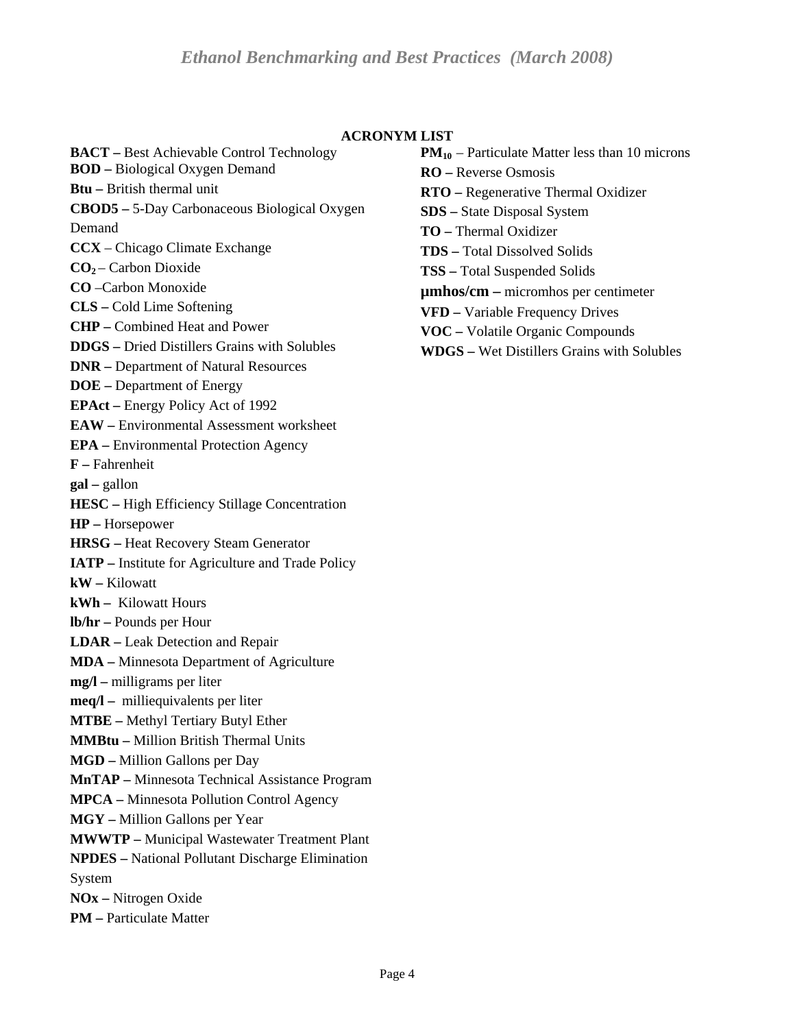## ACRONYM LIST

**BACT –** Best Achievable Control Technology
**BOD –** Biological Oxygen Demand
**Btu –** British thermal unit
**CBOD5 –** 5-Day Carbonaceous Biological Oxygen Demand
**CCX** – Chicago Climate Exchange
**$CO_2$** – Carbon Dioxide
**CO** –Carbon Monoxide
**CLS –** Cold Lime Softening
**CHP –** Combined Heat and Power
**DDGS –** Dried Distillers Grains with Solubles
**DNR –** Department of Natural Resources
**DOE –** Department of Energy
**EPAct –** Energy Policy Act of 1992
**EAW –** Environmental Assessment worksheet
**EPA –** Environmental Protection Agency
**F –** Fahrenheit
**gal –** gallon
**HESC –** High Efficiency Stillage Concentration
**HP –** Horsepower
**HRSG –** Heat Recovery Steam Generator
**IATP –** Institute for Agriculture and Trade Policy
**kW –** Kilowatt
**kWh –** Kilowatt Hours
**lb/hr –** Pounds per Hour
**LDAR –** Leak Detection and Repair
**MDA –** Minnesota Department of Agriculture
**mg/l –** milligrams per liter
**meq/l –** milliequivalents per liter
**MTBE –** Methyl Tertiary Butyl Ether
**MMBtu –** Million British Thermal Units
**MGD –** Million Gallons per Day
**MnTAP –** Minnesota Technical Assistance Program
**MPCA –** Minnesota Pollution Control Agency
**MGY –** Million Gallons per Year
**MWWTP –** Municipal Wastewater Treatment Plant
**NPDES –** National Pollutant Discharge Elimination System
**NOx –** Nitrogen Oxide
**PM –** Particulate Matter
**$PM_{10}$** – Particulate Matter less than 10 microns
**RO –** Reverse Osmosis
**RTO –** Regenerative Thermal Oxidizer
**SDS –** State Disposal System
**TO –** Thermal Oxidizer
**TDS –** Total Dissolved Solids
**TSS –** Total Suspended Solids
**µmhos/cm –** micromhos per centimeter
**VFD –** Variable Frequency Drives
**VOC –** Volatile Organic Compounds
**WDGS –** Wet Distillers Grains with Solubles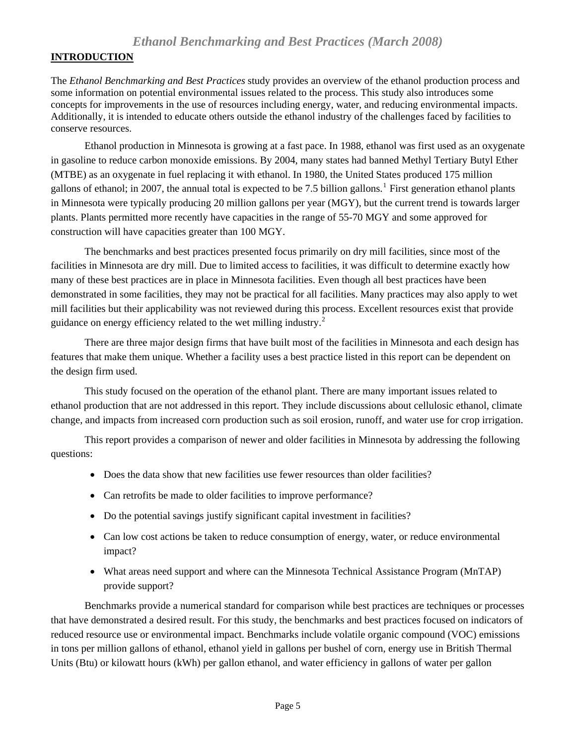## INTRODUCTION

The *Ethanol Benchmarking and Best Practices* study provides an overview of the ethanol production process and some information on potential environmental issues related to the process. This study also introduces some concepts for improvements in the use of resources including energy, water, and reducing environmental impacts. Additionally, it is intended to educate others outside the ethanol industry of the challenges faced by facilities to conserve resources.

Ethanol production in Minnesota is growing at a fast pace. In 1988, ethanol was first used as an oxygenate in gasoline to reduce carbon monoxide emissions. By 2004, many states had banned Methyl Tertiary Butyl Ether (MTBE) as an oxygenate in fuel replacing it with ethanol. In 1980, the United States produced 175 million gallons of ethanol; in 2007, the annual total is expected to be 7.5 billion gallons.[1] First generation ethanol plants in Minnesota were typically producing 20 million gallons per year (MGY), but the current trend is towards larger plants. Plants permitted more recently have capacities in the range of 55-70 MGY and some approved for construction will have capacities greater than 100 MGY.

The benchmarks and best practices presented focus primarily on dry mill facilities, since most of the facilities in Minnesota are dry mill. Due to limited access to facilities, it was difficult to determine exactly how many of these best practices are in place in Minnesota facilities. Even though all best practices have been demonstrated in some facilities, they may not be practical for all facilities. Many practices may also apply to wet mill facilities but their applicability was not reviewed during this process. Excellent resources exist that provide guidance on energy efficiency related to the wet milling industry.[2]

There are three major design firms that have built most of the facilities in Minnesota and each design has features that make them unique. Whether a facility uses a best practice listed in this report can be dependent on the design firm used.

This study focused on the operation of the ethanol plant. There are many important issues related to ethanol production that are not addressed in this report. They include discussions about cellulosic ethanol, climate change, and impacts from increased corn production such as soil erosion, runoff, and water use for crop irrigation.

This report provides a comparison of newer and older facilities in Minnesota by addressing the following questions:

- Does the data show that new facilities use fewer resources than older facilities?
- Can retrofits be made to older facilities to improve performance?
- Do the potential savings justify significant capital investment in facilities?
- Can low cost actions be taken to reduce consumption of energy, water, or reduce environmental impact?
- What areas need support and where can the Minnesota Technical Assistance Program (MnTAP) provide support?

Benchmarks provide a numerical standard for comparison while best practices are techniques or processes that have demonstrated a desired result. For this study, the benchmarks and best practices focused on indicators of reduced resource use or environmental impact. Benchmarks include volatile organic compound (VOC) emissions in tons per million gallons of ethanol, ethanol yield in gallons per bushel of corn, energy use in British Thermal Units (Btu) or kilowatt hours (kWh) per gallon ethanol, and water efficiency in gallons of water per gallon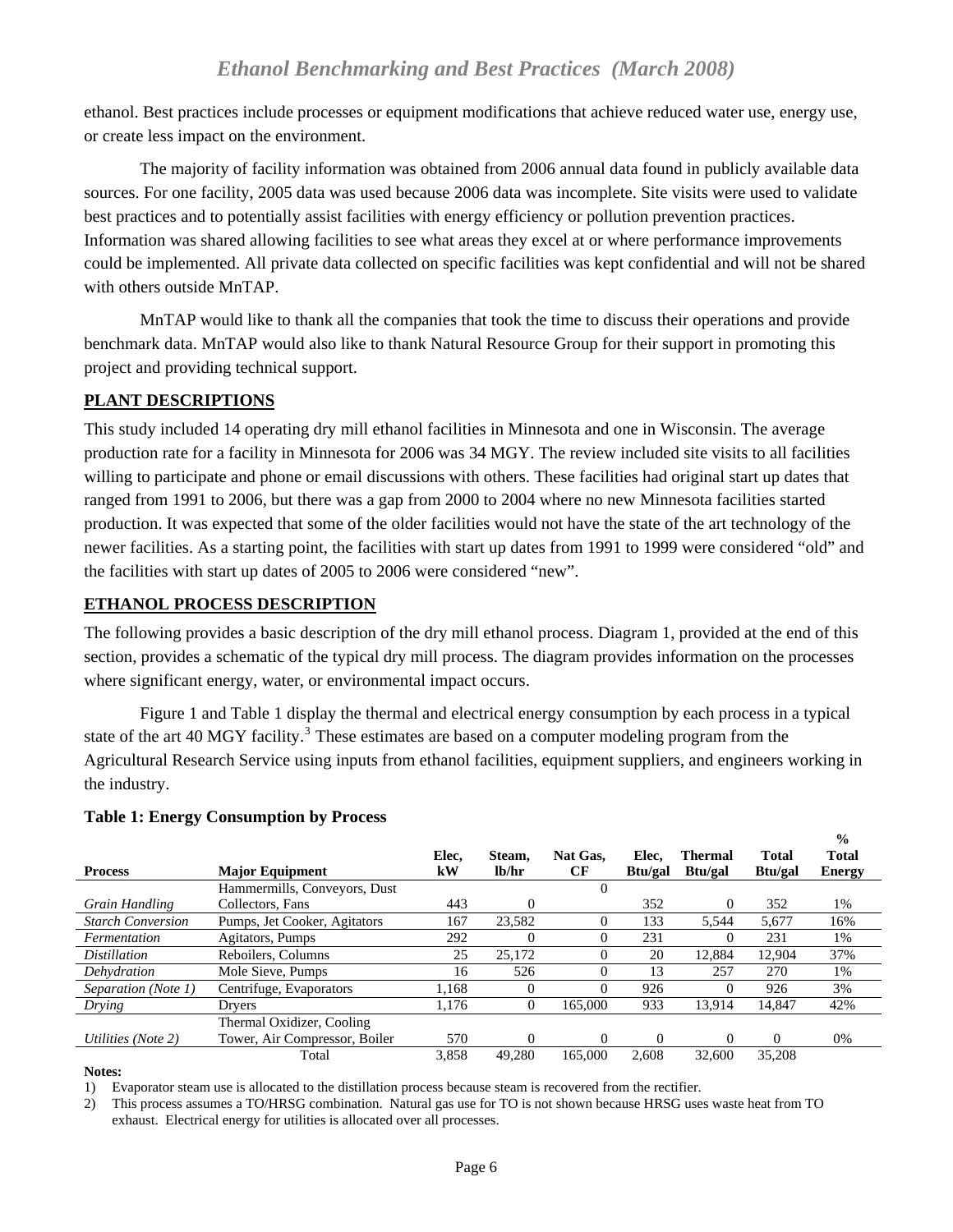ethanol. Best practices include processes or equipment modifications that achieve reduced water use, energy use, or create less impact on the environment.

The majority of facility information was obtained from 2006 annual data found in publicly available data sources. For one facility, 2005 data was used because 2006 data was incomplete. Site visits were used to validate best practices and to potentially assist facilities with energy efficiency or pollution prevention practices. Information was shared allowing facilities to see what areas they excel at or where performance improvements could be implemented. All private data collected on specific facilities was kept confidential and will not be shared with others outside MnTAP.

MnTAP would like to thank all the companies that took the time to discuss their operations and provide benchmark data. MnTAP would also like to thank Natural Resource Group for their support in promoting this project and providing technical support.

## PLANT DESCRIPTIONS

This study included 14 operating dry mill ethanol facilities in Minnesota and one in Wisconsin. The average production rate for a facility in Minnesota for 2006 was 34 MGY. The review included site visits to all facilities willing to participate and phone or email discussions with others. These facilities had original start up dates that ranged from 1991 to 2006, but there was a gap from 2000 to 2004 where no new Minnesota facilities started production. It was expected that some of the older facilities would not have the state of the art technology of the newer facilities. As a starting point, the facilities with start up dates from 1991 to 1999 were considered "old" and the facilities with start up dates of 2005 to 2006 were considered "new".

## ETHANOL PROCESS DESCRIPTION

The following provides a basic description of the dry mill ethanol process. Diagram 1, provided at the end of this section, provides a schematic of the typical dry mill process. The diagram provides information on the processes where significant energy, water, or environmental impact occurs.

Figure 1 and Table 1 display the thermal and electrical energy consumption by each process in a typical state of the art 40 MGY facility.[3] These estimates are based on a computer modeling program from the Agricultural Research Service using inputs from ethanol facilities, equipment suppliers, and engineers working in the industry.

**Table 1: Energy Consumption by Process**

| Process | Major Equipment | Elec, kW | Steam, lb/hr | Nat Gas, CF | Elec, Btu/gal | Thermal Btu/gal | Total Btu/gal | % Total Energy |
|---|---|---|---|---|---|---|---|---|
| *Grain Handling* | Hammermills, Conveyors, Dust Collectors, Fans | 443 | 0 | 0 | 352 | 0 | 352 | 1% |
| *Starch Conversion* | Pumps, Jet Cooker, Agitators | 167 | 23,582 | 0 | 133 | 5,544 | 5,677 | 16% |
| *Fermentation* | Agitators, Pumps | 292 | 0 | 0 | 231 | 0 | 231 | 1% |
| *Distillation* | Reboilers, Columns | 25 | 25,172 | 0 | 20 | 12,884 | 12,904 | 37% |
| *Dehydration* | Mole Sieve, Pumps | 16 | 526 | 0 | 13 | 257 | 270 | 1% |
| *Separation (Note 1)* | Centrifuge, Evaporators | 1,168 | 0 | 0 | 926 | 0 | 926 | 3% |
| *Drying* | Dryers | 1,176 | 0 | 165,000 | 933 | 13,914 | 14,847 | 42% |
| *Utilities (Note 2)* | Thermal Oxidizer, Cooling Tower, Air Compressor, Boiler | 570 | 0 | 0 | 0 | 0 | 0 | 0% |
| | Total | 3,858 | 49,280 | 165,000 | 2,608 | 32,600 | 35,208 | |

**Notes:**

1) Evaporator steam use is allocated to the distillation process because steam is recovered from the rectifier.
2) This process assumes a TO/HRSG combination. Natural gas use for TO is not shown because HRSG uses waste heat from TO exhaust. Electrical energy for utilities is allocated over all processes.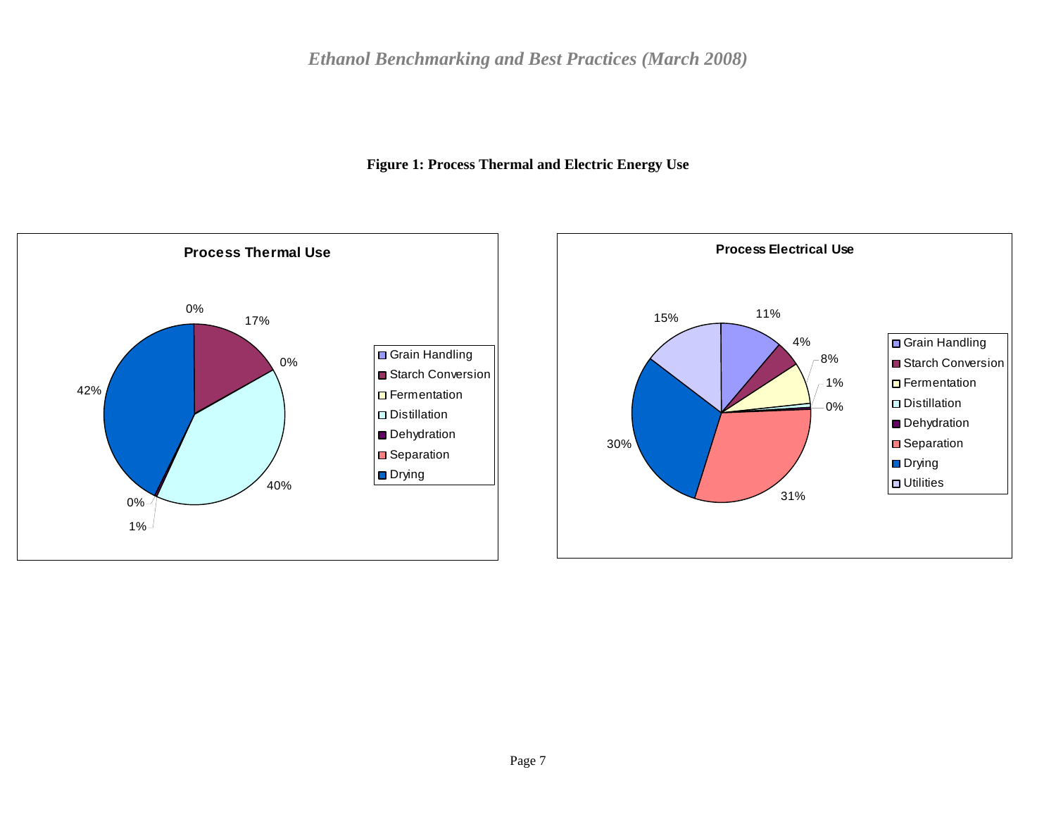**Figure 1: Process Thermal and Electric Energy Use**

**Process Thermal Use**

| Process | Share |
|---|---|
| Grain Handling | 0% |
| Starch Conversion | 17% |
| Fermentation | 0% |
| Distillation | 40% |
| Dehydration | 1% |
| Separation | 0% |
| Drying | 42% |

**Process Electrical Use**

| Process | Share |
|---|---|
| Grain Handling | 11% |
| Starch Conversion | 4% |
| Fermentation | 8% |
| Distillation | 1% |
| Dehydration | 0% |
| Separation | 31% |
| Drying | 30% |
| Utilities | 15% |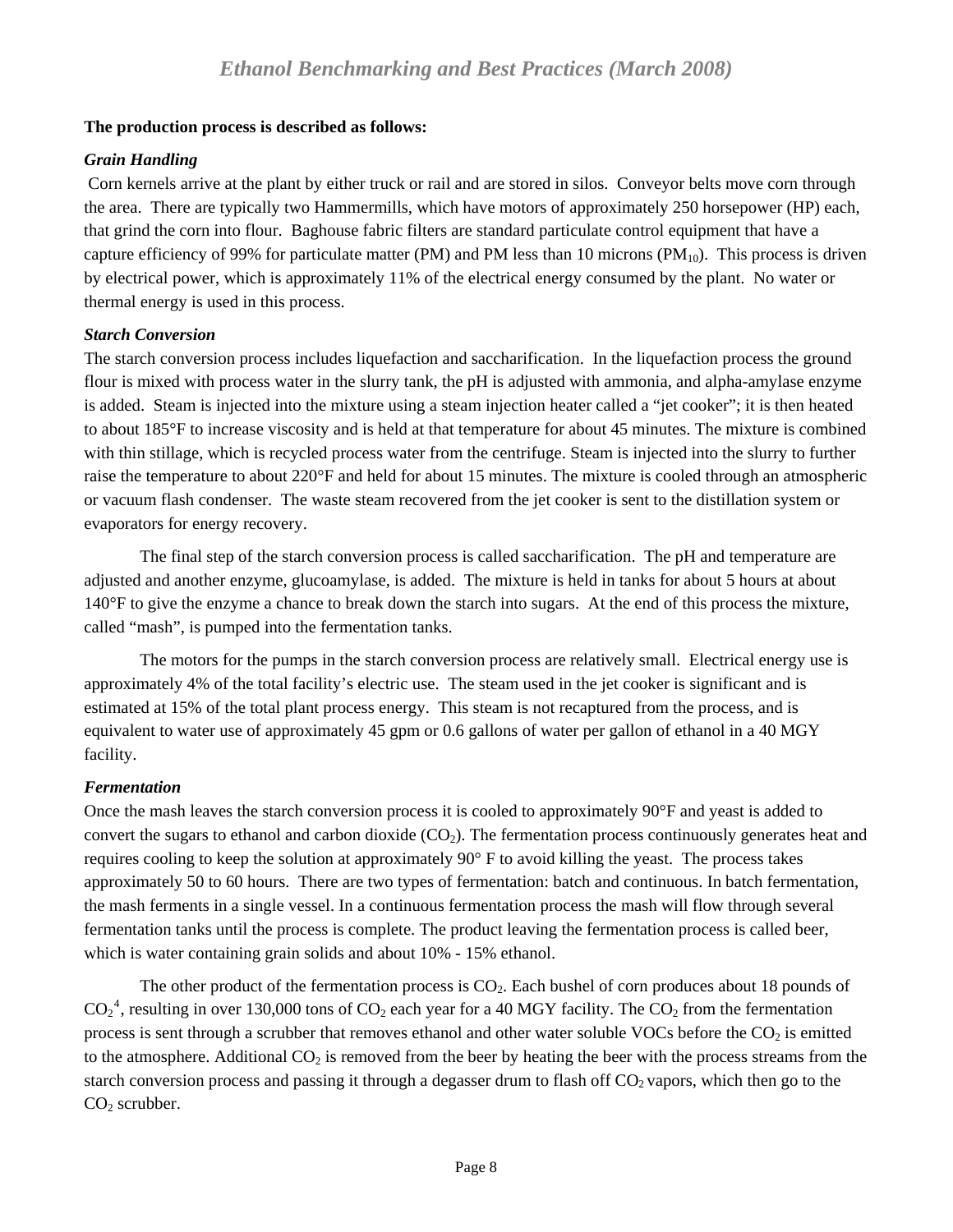**The production process is described as follows:**

***Grain Handling***

Corn kernels arrive at the plant by either truck or rail and are stored in silos. Conveyor belts move corn through the area. There are typically two Hammermills, which have motors of approximately 250 horsepower (HP) each, that grind the corn into flour. Baghouse fabric filters are standard particulate control equipment that have a capture efficiency of 99% for particulate matter (PM) and PM less than 10 microns ($PM_{10}$). This process is driven by electrical power, which is approximately 11% of the electrical energy consumed by the plant. No water or thermal energy is used in this process.

***Starch Conversion***

The starch conversion process includes liquefaction and saccharification. In the liquefaction process the ground flour is mixed with process water in the slurry tank, the pH is adjusted with ammonia, and alpha-amylase enzyme is added. Steam is injected into the mixture using a steam injection heater called a "jet cooker"; it is then heated to about 185°F to increase viscosity and is held at that temperature for about 45 minutes. The mixture is combined with thin stillage, which is recycled process water from the centrifuge. Steam is injected into the slurry to further raise the temperature to about 220°F and held for about 15 minutes. The mixture is cooled through an atmospheric or vacuum flash condenser. The waste steam recovered from the jet cooker is sent to the distillation system or evaporators for energy recovery.

The final step of the starch conversion process is called saccharification. The pH and temperature are adjusted and another enzyme, glucoamylase, is added. The mixture is held in tanks for about 5 hours at about 140°F to give the enzyme a chance to break down the starch into sugars. At the end of this process the mixture, called "mash", is pumped into the fermentation tanks.

The motors for the pumps in the starch conversion process are relatively small. Electrical energy use is approximately 4% of the total facility's electric use. The steam used in the jet cooker is significant and is estimated at 15% of the total plant process energy. This steam is not recaptured from the process, and is equivalent to water use of approximately 45 gpm or 0.6 gallons of water per gallon of ethanol in a 40 MGY facility.

***Fermentation***

Once the mash leaves the starch conversion process it is cooled to approximately 90°F and yeast is added to convert the sugars to ethanol and carbon dioxide ($CO_2$). The fermentation process continuously generates heat and requires cooling to keep the solution at approximately 90° F to avoid killing the yeast. The process takes approximately 50 to 60 hours. There are two types of fermentation: batch and continuous. In batch fermentation, the mash ferments in a single vessel. In a continuous fermentation process the mash will flow through several fermentation tanks until the process is complete. The product leaving the fermentation process is called beer, which is water containing grain solids and about 10% - 15% ethanol.

The other product of the fermentation process is $CO_2$. Each bushel of corn produces about 18 pounds of $CO_2$[4], resulting in over 130,000 tons of $CO_2$ each year for a 40 MGY facility. The $CO_2$ from the fermentation process is sent through a scrubber that removes ethanol and other water soluble VOCs before the $CO_2$ is emitted to the atmosphere. Additional $CO_2$ is removed from the beer by heating the beer with the process streams from the starch conversion process and passing it through a degasser drum to flash off $CO_2$ vapors, which then go to the $CO_2$ scrubber.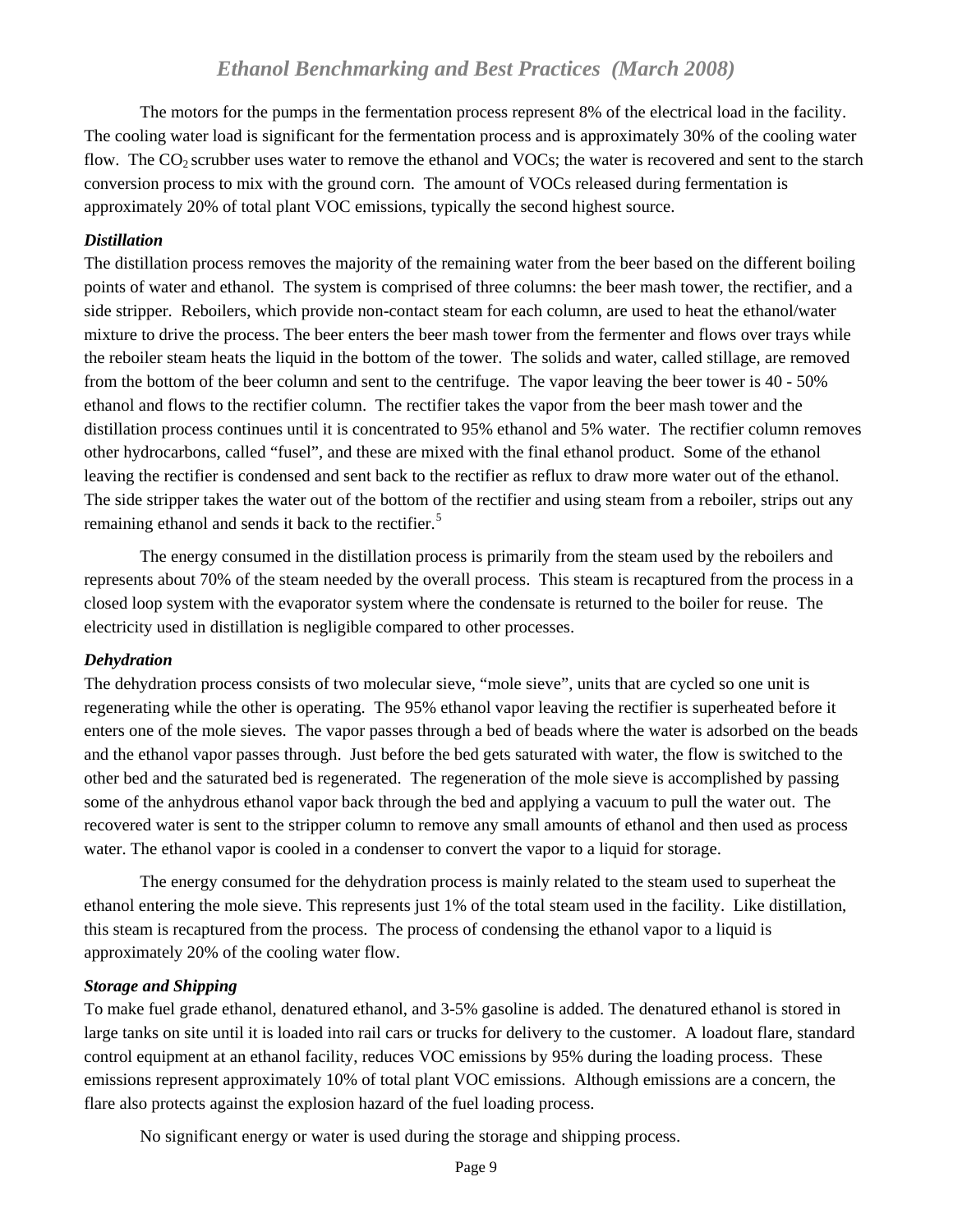The motors for the pumps in the fermentation process represent 8% of the electrical load in the facility. The cooling water load is significant for the fermentation process and is approximately 30% of the cooling water flow. The $CO_2$ scrubber uses water to remove the ethanol and VOCs; the water is recovered and sent to the starch conversion process to mix with the ground corn. The amount of VOCs released during fermentation is approximately 20% of total plant VOC emissions, typically the second highest source.

### *Distillation*

The distillation process removes the majority of the remaining water from the beer based on the different boiling points of water and ethanol. The system is comprised of three columns: the beer mash tower, the rectifier, and a side stripper. Reboilers, which provide non-contact steam for each column, are used to heat the ethanol/water mixture to drive the process. The beer enters the beer mash tower from the fermenter and flows over trays while the reboiler steam heats the liquid in the bottom of the tower. The solids and water, called stillage, are removed from the bottom of the beer column and sent to the centrifuge. The vapor leaving the beer tower is 40 - 50% ethanol and flows to the rectifier column. The rectifier takes the vapor from the beer mash tower and the distillation process continues until it is concentrated to 95% ethanol and 5% water. The rectifier column removes other hydrocarbons, called "fusel", and these are mixed with the final ethanol product. Some of the ethanol leaving the rectifier is condensed and sent back to the rectifier as reflux to draw more water out of the ethanol. The side stripper takes the water out of the bottom of the rectifier and using steam from a reboiler, strips out any remaining ethanol and sends it back to the rectifier.[5]

The energy consumed in the distillation process is primarily from the steam used by the reboilers and represents about 70% of the steam needed by the overall process. This steam is recaptured from the process in a closed loop system with the evaporator system where the condensate is returned to the boiler for reuse. The electricity used in distillation is negligible compared to other processes.

### *Dehydration*

The dehydration process consists of two molecular sieve, "mole sieve", units that are cycled so one unit is regenerating while the other is operating. The 95% ethanol vapor leaving the rectifier is superheated before it enters one of the mole sieves. The vapor passes through a bed of beads where the water is adsorbed on the beads and the ethanol vapor passes through. Just before the bed gets saturated with water, the flow is switched to the other bed and the saturated bed is regenerated. The regeneration of the mole sieve is accomplished by passing some of the anhydrous ethanol vapor back through the bed and applying a vacuum to pull the water out. The recovered water is sent to the stripper column to remove any small amounts of ethanol and then used as process water. The ethanol vapor is cooled in a condenser to convert the vapor to a liquid for storage.

The energy consumed for the dehydration process is mainly related to the steam used to superheat the ethanol entering the mole sieve. This represents just 1% of the total steam used in the facility. Like distillation, this steam is recaptured from the process. The process of condensing the ethanol vapor to a liquid is approximately 20% of the cooling water flow.

### *Storage and Shipping*

To make fuel grade ethanol, denatured ethanol, and 3-5% gasoline is added. The denatured ethanol is stored in large tanks on site until it is loaded into rail cars or trucks for delivery to the customer. A loadout flare, standard control equipment at an ethanol facility, reduces VOC emissions by 95% during the loading process. These emissions represent approximately 10% of total plant VOC emissions. Although emissions are a concern, the flare also protects against the explosion hazard of the fuel loading process.

No significant energy or water is used during the storage and shipping process.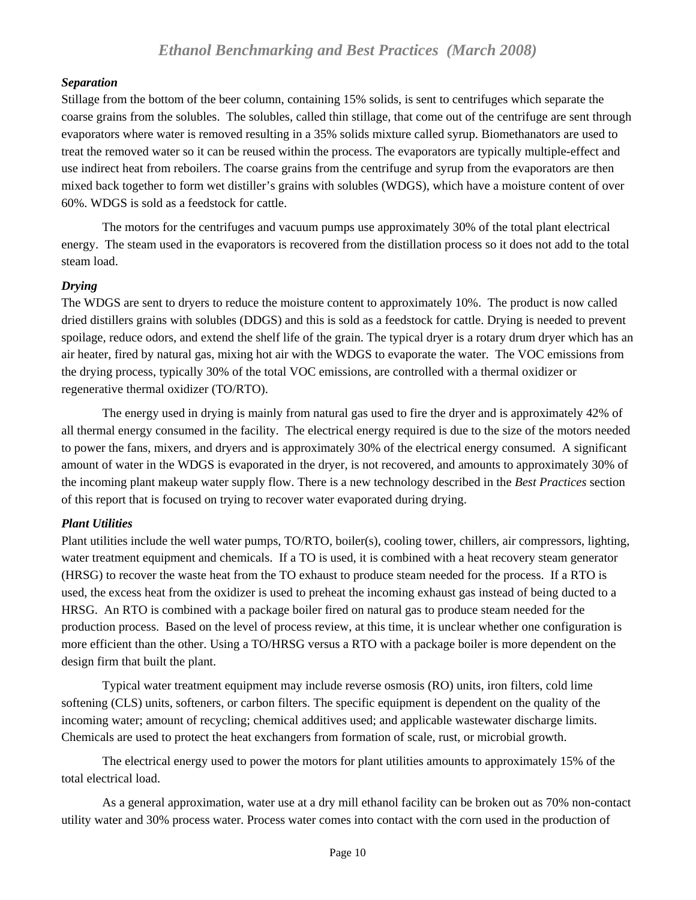### *Separation*

Stillage from the bottom of the beer column, containing 15% solids, is sent to centrifuges which separate the coarse grains from the solubles. The solubles, called thin stillage, that come out of the centrifuge are sent through evaporators where water is removed resulting in a 35% solids mixture called syrup. Biomethanators are used to treat the removed water so it can be reused within the process. The evaporators are typically multiple-effect and use indirect heat from reboilers. The coarse grains from the centrifuge and syrup from the evaporators are then mixed back together to form wet distiller's grains with solubles (WDGS), which have a moisture content of over 60%. WDGS is sold as a feedstock for cattle.

The motors for the centrifuges and vacuum pumps use approximately 30% of the total plant electrical energy. The steam used in the evaporators is recovered from the distillation process so it does not add to the total steam load.

### *Drying*

The WDGS are sent to dryers to reduce the moisture content to approximately 10%. The product is now called dried distillers grains with solubles (DDGS) and this is sold as a feedstock for cattle. Drying is needed to prevent spoilage, reduce odors, and extend the shelf life of the grain. The typical dryer is a rotary drum dryer which has an air heater, fired by natural gas, mixing hot air with the WDGS to evaporate the water. The VOC emissions from the drying process, typically 30% of the total VOC emissions, are controlled with a thermal oxidizer or regenerative thermal oxidizer (TO/RTO).

The energy used in drying is mainly from natural gas used to fire the dryer and is approximately 42% of all thermal energy consumed in the facility. The electrical energy required is due to the size of the motors needed to power the fans, mixers, and dryers and is approximately 30% of the electrical energy consumed. A significant amount of water in the WDGS is evaporated in the dryer, is not recovered, and amounts to approximately 30% of the incoming plant makeup water supply flow. There is a new technology described in the *Best Practices* section of this report that is focused on trying to recover water evaporated during drying.

### *Plant Utilities*

Plant utilities include the well water pumps, TO/RTO, boiler(s), cooling tower, chillers, air compressors, lighting, water treatment equipment and chemicals. If a TO is used, it is combined with a heat recovery steam generator (HRSG) to recover the waste heat from the TO exhaust to produce steam needed for the process. If a RTO is used, the excess heat from the oxidizer is used to preheat the incoming exhaust gas instead of being ducted to a HRSG. An RTO is combined with a package boiler fired on natural gas to produce steam needed for the production process. Based on the level of process review, at this time, it is unclear whether one configuration is more efficient than the other. Using a TO/HRSG versus a RTO with a package boiler is more dependent on the design firm that built the plant.

Typical water treatment equipment may include reverse osmosis (RO) units, iron filters, cold lime softening (CLS) units, softeners, or carbon filters. The specific equipment is dependent on the quality of the incoming water; amount of recycling; chemical additives used; and applicable wastewater discharge limits. Chemicals are used to protect the heat exchangers from formation of scale, rust, or microbial growth.

The electrical energy used to power the motors for plant utilities amounts to approximately 15% of the total electrical load.

As a general approximation, water use at a dry mill ethanol facility can be broken out as 70% non-contact utility water and 30% process water. Process water comes into contact with the corn used in the production of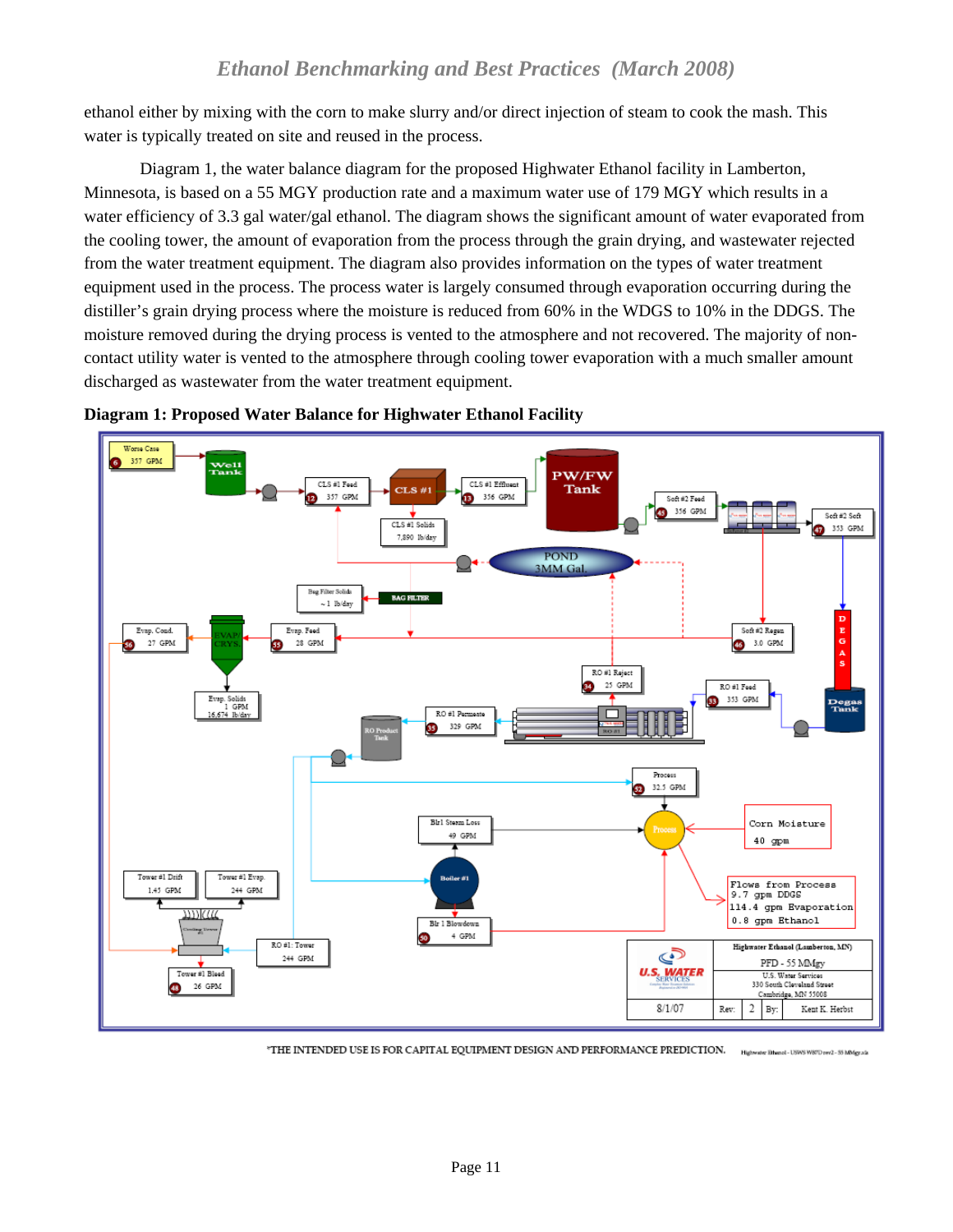ethanol either by mixing with the corn to make slurry and/or direct injection of steam to cook the mash. This water is typically treated on site and reused in the process.

Diagram 1, the water balance diagram for the proposed Highwater Ethanol facility in Lamberton, Minnesota, is based on a 55 MGY production rate and a maximum water use of 179 MGY which results in a water efficiency of 3.3 gal water/gal ethanol. The diagram shows the significant amount of water evaporated from the cooling tower, the amount of evaporation from the process through the grain drying, and wastewater rejected from the water treatment equipment. The diagram also provides information on the types of water treatment equipment used in the process. The process water is largely consumed through evaporation occurring during the distiller's grain drying process where the moisture is reduced from 60% in the WDGS to 10% in the DDGS. The moisture removed during the drying process is vented to the atmosphere and not recovered. The majority of non-contact utility water is vented to the atmosphere through cooling tower evaporation with a much smaller amount discharged as wastewater from the water treatment equipment.

**Diagram 1: Proposed Water Balance for Highwater Ethanol Facility**

*THE INTENDED USE IS FOR CAPITAL EQUIPMENT DESIGN AND PERFORMANCE PREDICTION.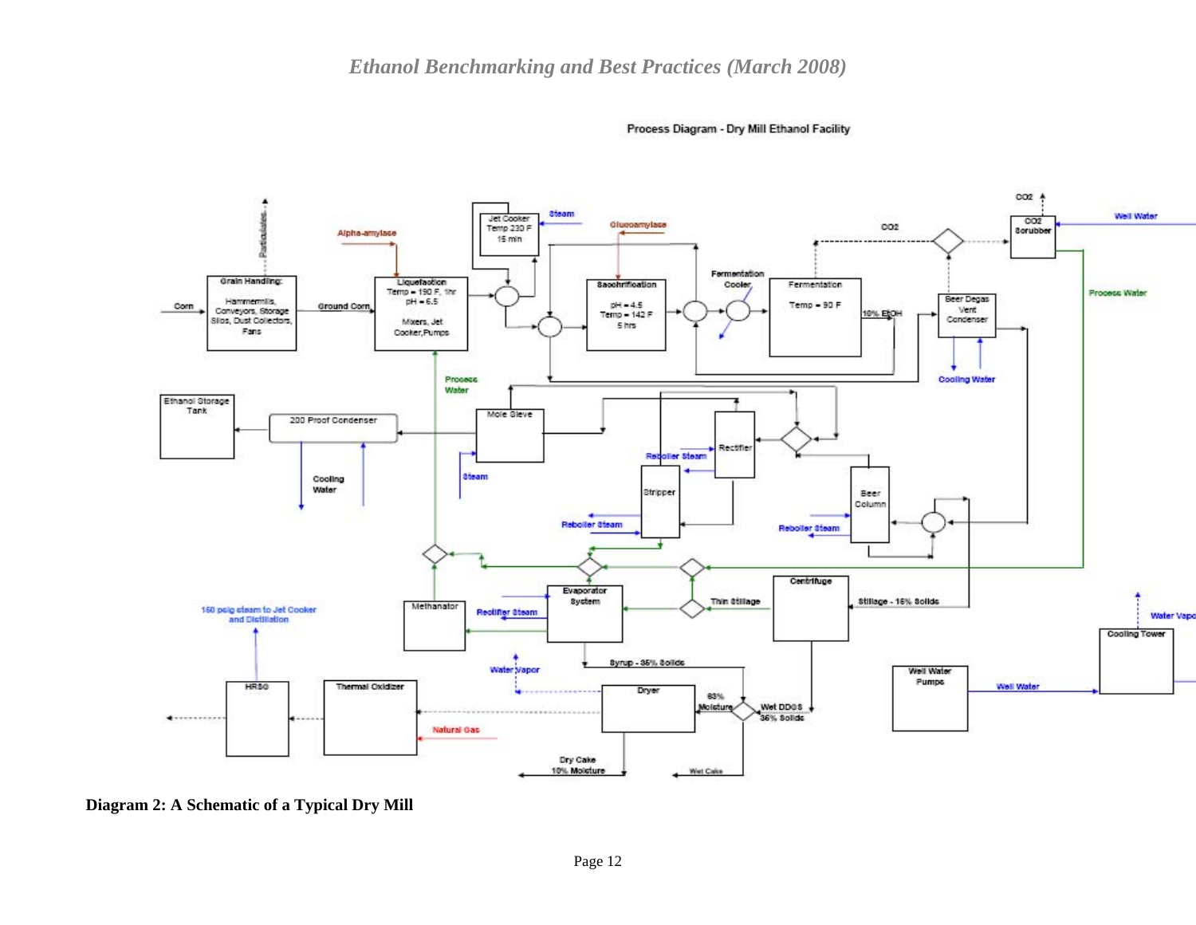Process Diagram - Dry Mill Ethanol Facility

**Diagram 2: A Schematic of a Typical Dry Mill**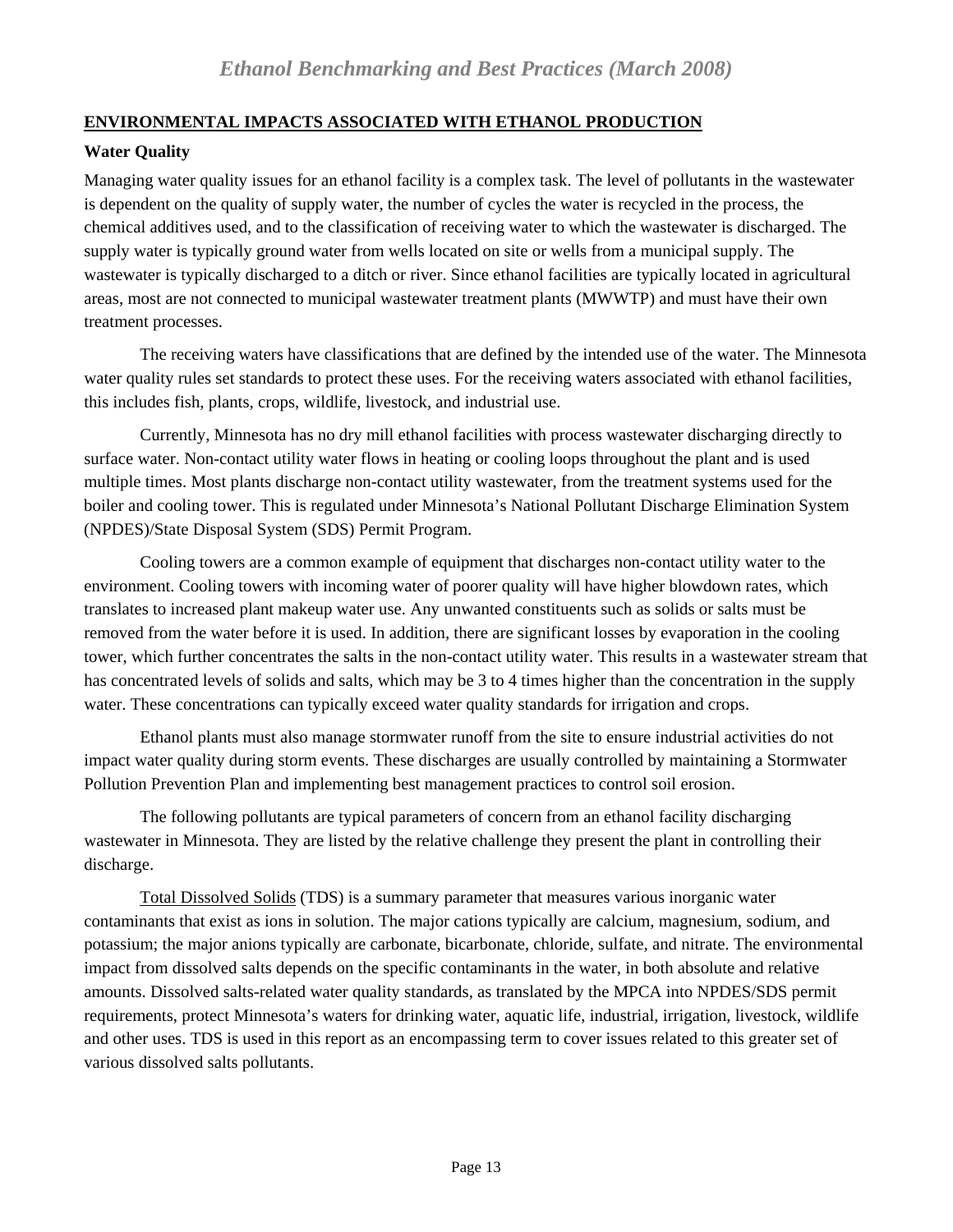## ENVIRONMENTAL IMPACTS ASSOCIATED WITH ETHANOL PRODUCTION

### Water Quality

Managing water quality issues for an ethanol facility is a complex task. The level of pollutants in the wastewater is dependent on the quality of supply water, the number of cycles the water is recycled in the process, the chemical additives used, and to the classification of receiving water to which the wastewater is discharged. The supply water is typically ground water from wells located on site or wells from a municipal supply. The wastewater is typically discharged to a ditch or river. Since ethanol facilities are typically located in agricultural areas, most are not connected to municipal wastewater treatment plants (MWWTP) and must have their own treatment processes.

The receiving waters have classifications that are defined by the intended use of the water. The Minnesota water quality rules set standards to protect these uses. For the receiving waters associated with ethanol facilities, this includes fish, plants, crops, wildlife, livestock, and industrial use.

Currently, Minnesota has no dry mill ethanol facilities with process wastewater discharging directly to surface water. Non-contact utility water flows in heating or cooling loops throughout the plant and is used multiple times. Most plants discharge non-contact utility wastewater, from the treatment systems used for the boiler and cooling tower. This is regulated under Minnesota's National Pollutant Discharge Elimination System (NPDES)/State Disposal System (SDS) Permit Program.

Cooling towers are a common example of equipment that discharges non-contact utility water to the environment. Cooling towers with incoming water of poorer quality will have higher blowdown rates, which translates to increased plant makeup water use. Any unwanted constituents such as solids or salts must be removed from the water before it is used. In addition, there are significant losses by evaporation in the cooling tower, which further concentrates the salts in the non-contact utility water. This results in a wastewater stream that has concentrated levels of solids and salts, which may be 3 to 4 times higher than the concentration in the supply water. These concentrations can typically exceed water quality standards for irrigation and crops.

Ethanol plants must also manage stormwater runoff from the site to ensure industrial activities do not impact water quality during storm events. These discharges are usually controlled by maintaining a Stormwater Pollution Prevention Plan and implementing best management practices to control soil erosion.

The following pollutants are typical parameters of concern from an ethanol facility discharging wastewater in Minnesota. They are listed by the relative challenge they present the plant in controlling their discharge.

Total Dissolved Solids (TDS) is a summary parameter that measures various inorganic water contaminants that exist as ions in solution. The major cations typically are calcium, magnesium, sodium, and potassium; the major anions typically are carbonate, bicarbonate, chloride, sulfate, and nitrate. The environmental impact from dissolved salts depends on the specific contaminants in the water, in both absolute and relative amounts. Dissolved salts-related water quality standards, as translated by the MPCA into NPDES/SDS permit requirements, protect Minnesota's waters for drinking water, aquatic life, industrial, irrigation, livestock, wildlife and other uses. TDS is used in this report as an encompassing term to cover issues related to this greater set of various dissolved salts pollutants.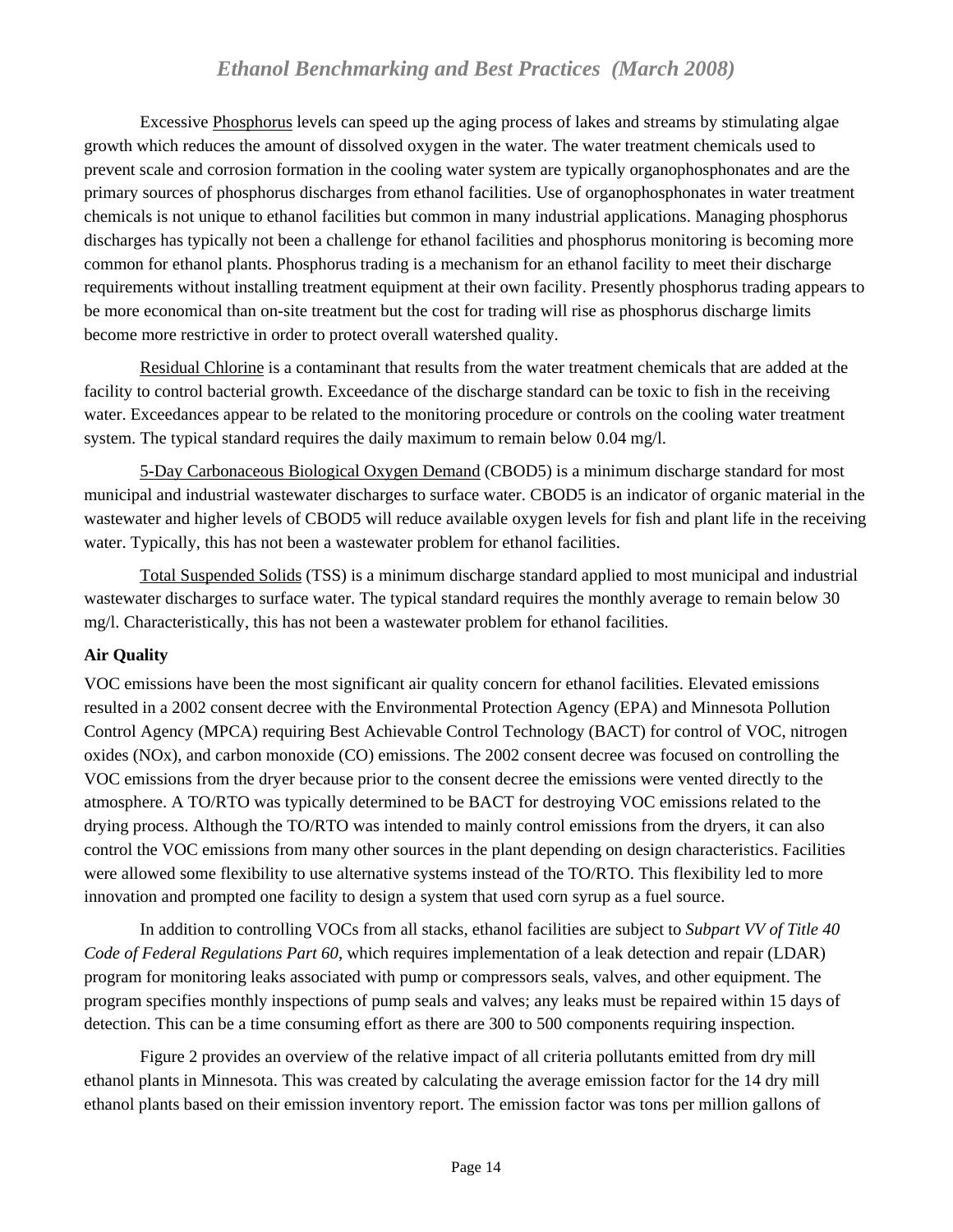Excessive <u>Phosphorus</u> levels can speed up the aging process of lakes and streams by stimulating algae growth which reduces the amount of dissolved oxygen in the water. The water treatment chemicals used to prevent scale and corrosion formation in the cooling water system are typically organophosphonates and are the primary sources of phosphorus discharges from ethanol facilities. Use of organophosphonates in water treatment chemicals is not unique to ethanol facilities but common in many industrial applications. Managing phosphorus discharges has typically not been a challenge for ethanol facilities and phosphorus monitoring is becoming more common for ethanol plants. Phosphorus trading is a mechanism for an ethanol facility to meet their discharge requirements without installing treatment equipment at their own facility. Presently phosphorus trading appears to be more economical than on-site treatment but the cost for trading will rise as phosphorus discharge limits become more restrictive in order to protect overall watershed quality.

<u>Residual Chlorine</u> is a contaminant that results from the water treatment chemicals that are added at the facility to control bacterial growth. Exceedance of the discharge standard can be toxic to fish in the receiving water. Exceedances appear to be related to the monitoring procedure or controls on the cooling water treatment system. The typical standard requires the daily maximum to remain below 0.04 mg/l.

<u>5-Day Carbonaceous Biological Oxygen Demand</u> (CBOD5) is a minimum discharge standard for most municipal and industrial wastewater discharges to surface water. CBOD5 is an indicator of organic material in the wastewater and higher levels of CBOD5 will reduce available oxygen levels for fish and plant life in the receiving water. Typically, this has not been a wastewater problem for ethanol facilities.

<u>Total Suspended Solids</u> (TSS) is a minimum discharge standard applied to most municipal and industrial wastewater discharges to surface water. The typical standard requires the monthly average to remain below 30 mg/l. Characteristically, this has not been a wastewater problem for ethanol facilities.

**Air Quality**

VOC emissions have been the most significant air quality concern for ethanol facilities. Elevated emissions resulted in a 2002 consent decree with the Environmental Protection Agency (EPA) and Minnesota Pollution Control Agency (MPCA) requiring Best Achievable Control Technology (BACT) for control of VOC, nitrogen oxides (NOx), and carbon monoxide (CO) emissions. The 2002 consent decree was focused on controlling the VOC emissions from the dryer because prior to the consent decree the emissions were vented directly to the atmosphere. A TO/RTO was typically determined to be BACT for destroying VOC emissions related to the drying process. Although the TO/RTO was intended to mainly control emissions from the dryers, it can also control the VOC emissions from many other sources in the plant depending on design characteristics. Facilities were allowed some flexibility to use alternative systems instead of the TO/RTO. This flexibility led to more innovation and prompted one facility to design a system that used corn syrup as a fuel source.

In addition to controlling VOCs from all stacks, ethanol facilities are subject to *Subpart VV of Title 40 Code of Federal Regulations Part 60*, which requires implementation of a leak detection and repair (LDAR) program for monitoring leaks associated with pump or compressors seals, valves, and other equipment. The program specifies monthly inspections of pump seals and valves; any leaks must be repaired within 15 days of detection. This can be a time consuming effort as there are 300 to 500 components requiring inspection.

Figure 2 provides an overview of the relative impact of all criteria pollutants emitted from dry mill ethanol plants in Minnesota. This was created by calculating the average emission factor for the 14 dry mill ethanol plants based on their emission inventory report. The emission factor was tons per million gallons of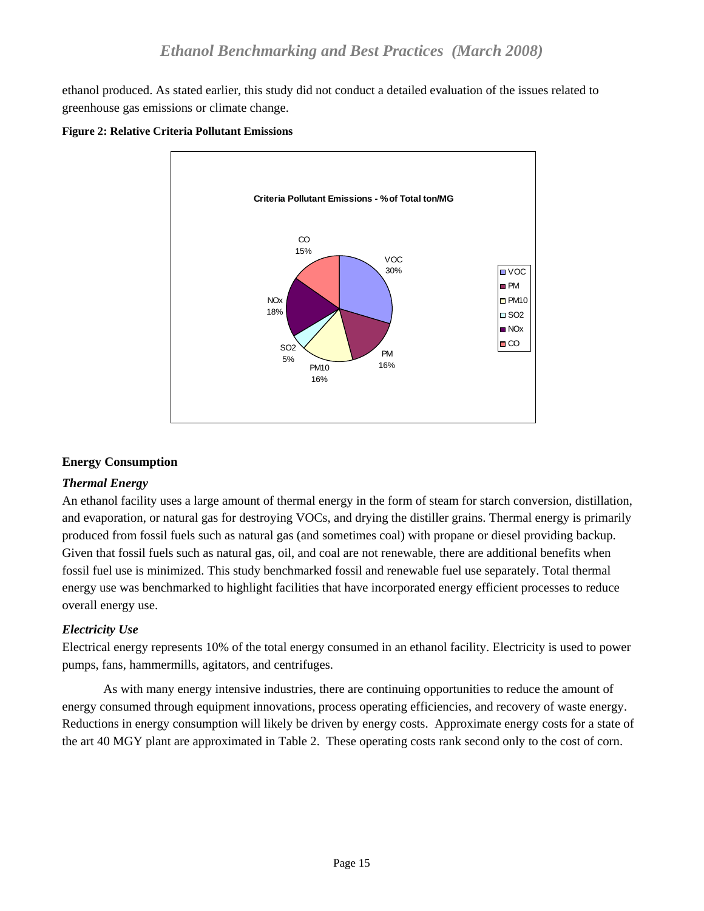ethanol produced. As stated earlier, this study did not conduct a detailed evaluation of the issues related to greenhouse gas emissions or climate change.

**Figure 2: Relative Criteria Pollutant Emissions**

**Criteria Pollutant Emissions - % of Total ton/MG**

| Pollutant | % of Total |
|---|---|
| VOC | 30% |
| PM | 16% |
| PM10 | 16% |
| SO2 | 5% |
| NOx | 18% |
| CO | 15% |

## Energy Consumption

### *Thermal Energy*

An ethanol facility uses a large amount of thermal energy in the form of steam for starch conversion, distillation, and evaporation, or natural gas for destroying VOCs, and drying the distiller grains. Thermal energy is primarily produced from fossil fuels such as natural gas (and sometimes coal) with propane or diesel providing backup. Given that fossil fuels such as natural gas, oil, and coal are not renewable, there are additional benefits when fossil fuel use is minimized. This study benchmarked fossil and renewable fuel use separately. Total thermal energy use was benchmarked to highlight facilities that have incorporated energy efficient processes to reduce overall energy use.

### *Electricity Use*

Electrical energy represents 10% of the total energy consumed in an ethanol facility. Electricity is used to power pumps, fans, hammermills, agitators, and centrifuges.

As with many energy intensive industries, there are continuing opportunities to reduce the amount of energy consumed through equipment innovations, process operating efficiencies, and recovery of waste energy. Reductions in energy consumption will likely be driven by energy costs. Approximate energy costs for a state of the art 40 MGY plant are approximated in Table 2. These operating costs rank second only to the cost of corn.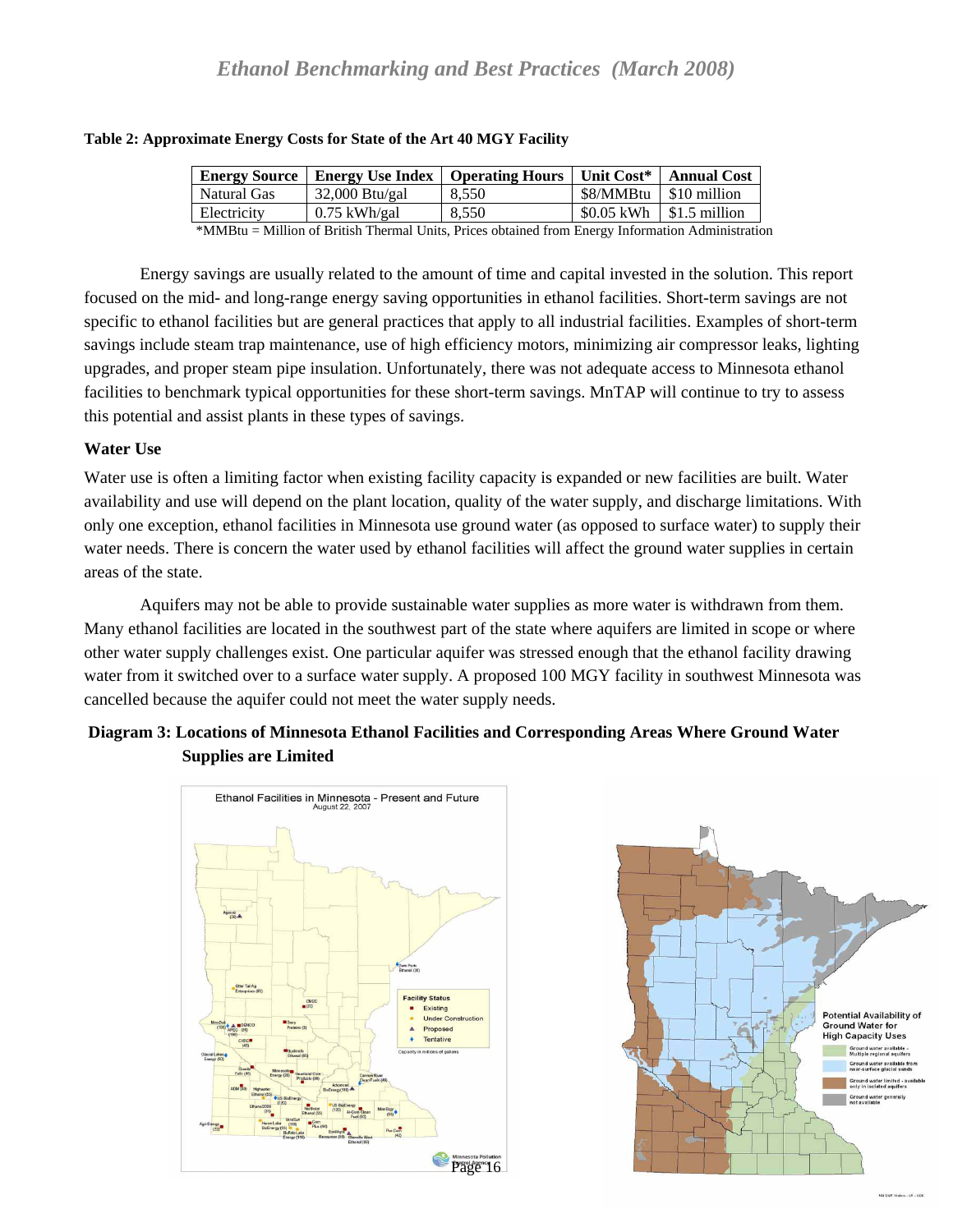**Table 2: Approximate Energy Costs for State of the Art 40 MGY Facility**

| Energy Source | Energy Use Index | Operating Hours | Unit Cost* | Annual Cost |
|---|---|---|---|---|
| Natural Gas | 32,000 Btu/gal | 8,550 | $8/MMBtu | $10 million |
| Electricity | 0.75 kWh/gal | 8,550 | $0.05 kWh | $1.5 million |

*MMBtu = Million of British Thermal Units, Prices obtained from Energy Information Administration

Energy savings are usually related to the amount of time and capital invested in the solution. This report focused on the mid- and long-range energy saving opportunities in ethanol facilities. Short-term savings are not specific to ethanol facilities but are general practices that apply to all industrial facilities. Examples of short-term savings include steam trap maintenance, use of high efficiency motors, minimizing air compressor leaks, lighting upgrades, and proper steam pipe insulation. Unfortunately, there was not adequate access to Minnesota ethanol facilities to benchmark typical opportunities for these short-term savings. MnTAP will continue to try to assess this potential and assist plants in these types of savings.

### Water Use

Water use is often a limiting factor when existing facility capacity is expanded or new facilities are built. Water availability and use will depend on the plant location, quality of the water supply, and discharge limitations. With only one exception, ethanol facilities in Minnesota use ground water (as opposed to surface water) to supply their water needs. There is concern the water used by ethanol facilities will affect the ground water supplies in certain areas of the state.

Aquifers may not be able to provide sustainable water supplies as more water is withdrawn from them. Many ethanol facilities are located in the southwest part of the state where aquifers are limited in scope or where other water supply challenges exist. One particular aquifer was stressed enough that the ethanol facility drawing water from it switched over to a surface water supply. A proposed 100 MGY facility in southwest Minnesota was cancelled because the aquifer could not meet the water supply needs.

**Diagram 3: Locations of Minnesota Ethanol Facilities and Corresponding Areas Where Ground Water Supplies are Limited**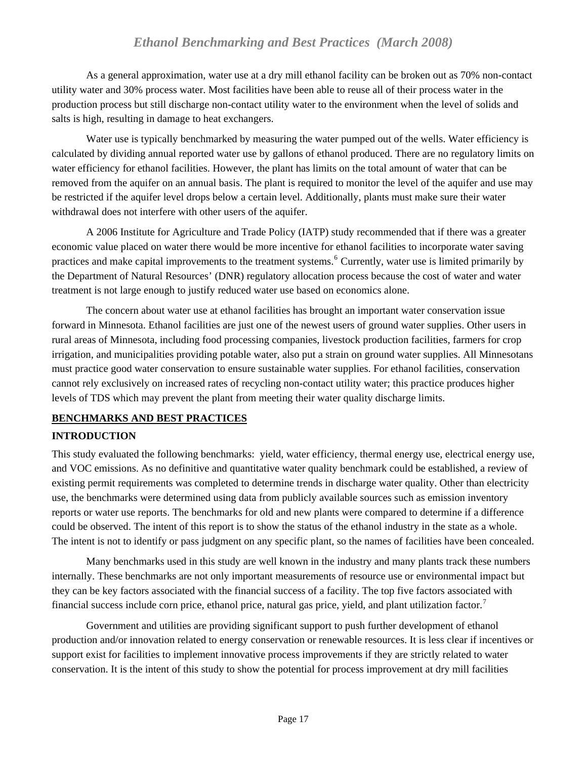As a general approximation, water use at a dry mill ethanol facility can be broken out as 70% non-contact utility water and 30% process water. Most facilities have been able to reuse all of their process water in the production process but still discharge non-contact utility water to the environment when the level of solids and salts is high, resulting in damage to heat exchangers.

Water use is typically benchmarked by measuring the water pumped out of the wells. Water efficiency is calculated by dividing annual reported water use by gallons of ethanol produced. There are no regulatory limits on water efficiency for ethanol facilities. However, the plant has limits on the total amount of water that can be removed from the aquifer on an annual basis. The plant is required to monitor the level of the aquifer and use may be restricted if the aquifer level drops below a certain level. Additionally, plants must make sure their water withdrawal does not interfere with other users of the aquifer.

A 2006 Institute for Agriculture and Trade Policy (IATP) study recommended that if there was a greater economic value placed on water there would be more incentive for ethanol facilities to incorporate water saving practices and make capital improvements to the treatment systems.[6] Currently, water use is limited primarily by the Department of Natural Resources' (DNR) regulatory allocation process because the cost of water and water treatment is not large enough to justify reduced water use based on economics alone.

The concern about water use at ethanol facilities has brought an important water conservation issue forward in Minnesota. Ethanol facilities are just one of the newest users of ground water supplies. Other users in rural areas of Minnesota, including food processing companies, livestock production facilities, farmers for crop irrigation, and municipalities providing potable water, also put a strain on ground water supplies. All Minnesotans must practice good water conservation to ensure sustainable water supplies. For ethanol facilities, conservation cannot rely exclusively on increased rates of recycling non-contact utility water; this practice produces higher levels of TDS which may prevent the plant from meeting their water quality discharge limits.

## BENCHMARKS AND BEST PRACTICES

### INTRODUCTION

This study evaluated the following benchmarks: yield, water efficiency, thermal energy use, electrical energy use, and VOC emissions. As no definitive and quantitative water quality benchmark could be established, a review of existing permit requirements was completed to determine trends in discharge water quality. Other than electricity use, the benchmarks were determined using data from publicly available sources such as emission inventory reports or water use reports. The benchmarks for old and new plants were compared to determine if a difference could be observed. The intent of this report is to show the status of the ethanol industry in the state as a whole. The intent is not to identify or pass judgment on any specific plant, so the names of facilities have been concealed.

Many benchmarks used in this study are well known in the industry and many plants track these numbers internally. These benchmarks are not only important measurements of resource use or environmental impact but they can be key factors associated with the financial success of a facility. The top five factors associated with financial success include corn price, ethanol price, natural gas price, yield, and plant utilization factor.[7]

Government and utilities are providing significant support to push further development of ethanol production and/or innovation related to energy conservation or renewable resources. It is less clear if incentives or support exist for facilities to implement innovative process improvements if they are strictly related to water conservation. It is the intent of this study to show the potential for process improvement at dry mill facilities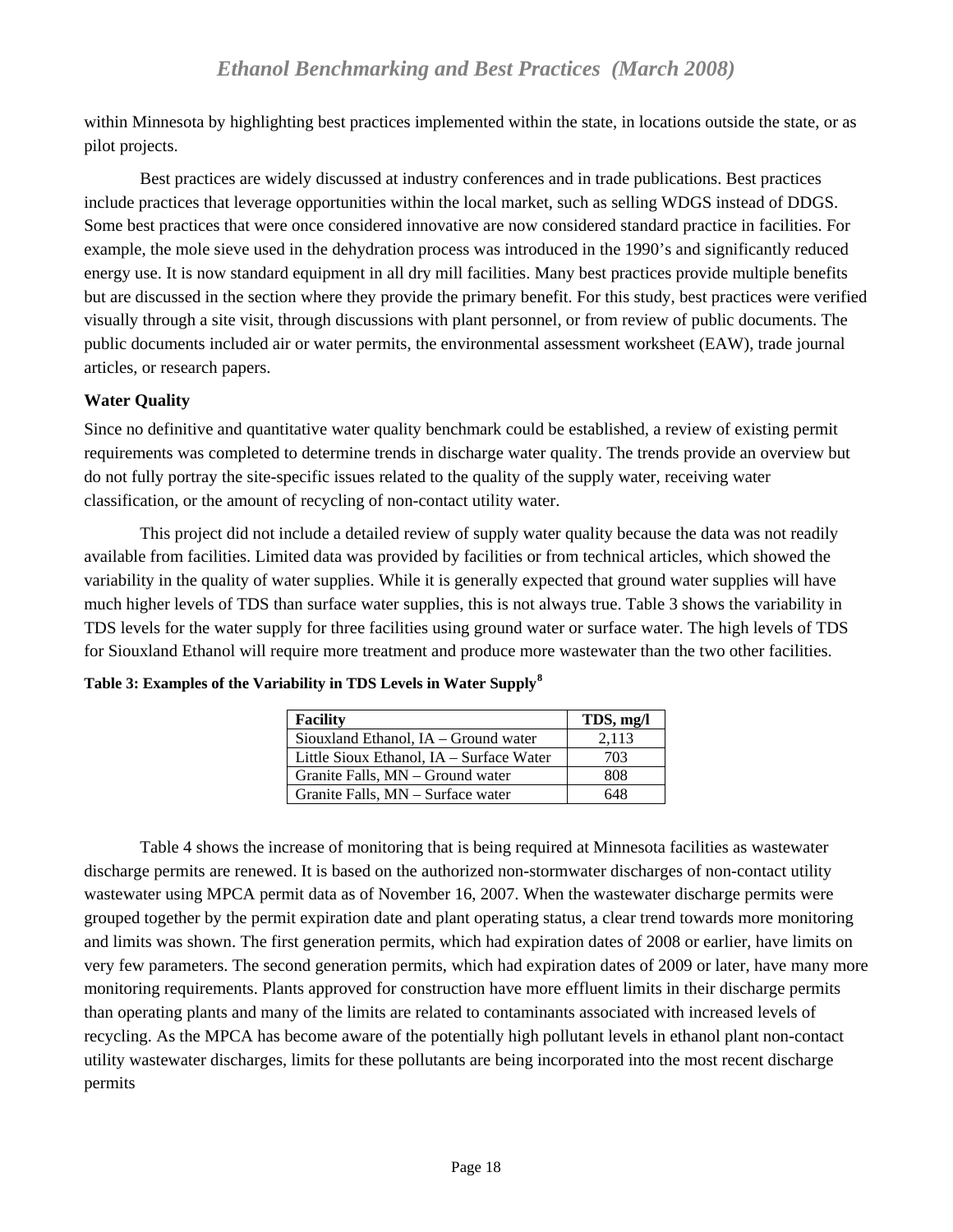within Minnesota by highlighting best practices implemented within the state, in locations outside the state, or as pilot projects.

Best practices are widely discussed at industry conferences and in trade publications. Best practices include practices that leverage opportunities within the local market, such as selling WDGS instead of DDGS. Some best practices that were once considered innovative are now considered standard practice in facilities. For example, the mole sieve used in the dehydration process was introduced in the 1990's and significantly reduced energy use. It is now standard equipment in all dry mill facilities. Many best practices provide multiple benefits but are discussed in the section where they provide the primary benefit. For this study, best practices were verified visually through a site visit, through discussions with plant personnel, or from review of public documents. The public documents included air or water permits, the environmental assessment worksheet (EAW), trade journal articles, or research papers.

### Water Quality

Since no definitive and quantitative water quality benchmark could be established, a review of existing permit requirements was completed to determine trends in discharge water quality. The trends provide an overview but do not fully portray the site-specific issues related to the quality of the supply water, receiving water classification, or the amount of recycling of non-contact utility water.

This project did not include a detailed review of supply water quality because the data was not readily available from facilities. Limited data was provided by facilities or from technical articles, which showed the variability in the quality of water supplies. While it is generally expected that ground water supplies will have much higher levels of TDS than surface water supplies, this is not always true. Table 3 shows the variability in TDS levels for the water supply for three facilities using ground water or surface water. The high levels of TDS for Siouxland Ethanol will require more treatment and produce more wastewater than the two other facilities.

**Table 3: Examples of the Variability in TDS Levels in Water Supply[8]**

| Facility | TDS, mg/l |
|---|---|
| Siouxland Ethanol, IA – Ground water | 2,113 |
| Little Sioux Ethanol, IA – Surface Water | 703 |
| Granite Falls, MN – Ground water | 808 |
| Granite Falls, MN – Surface water | 648 |

Table 4 shows the increase of monitoring that is being required at Minnesota facilities as wastewater discharge permits are renewed. It is based on the authorized non-stormwater discharges of non-contact utility wastewater using MPCA permit data as of November 16, 2007. When the wastewater discharge permits were grouped together by the permit expiration date and plant operating status, a clear trend towards more monitoring and limits was shown. The first generation permits, which had expiration dates of 2008 or earlier, have limits on very few parameters. The second generation permits, which had expiration dates of 2009 or later, have many more monitoring requirements. Plants approved for construction have more effluent limits in their discharge permits than operating plants and many of the limits are related to contaminants associated with increased levels of recycling. As the MPCA has become aware of the potentially high pollutant levels in ethanol plant non-contact utility wastewater discharges, limits for these pollutants are being incorporated into the most recent discharge permits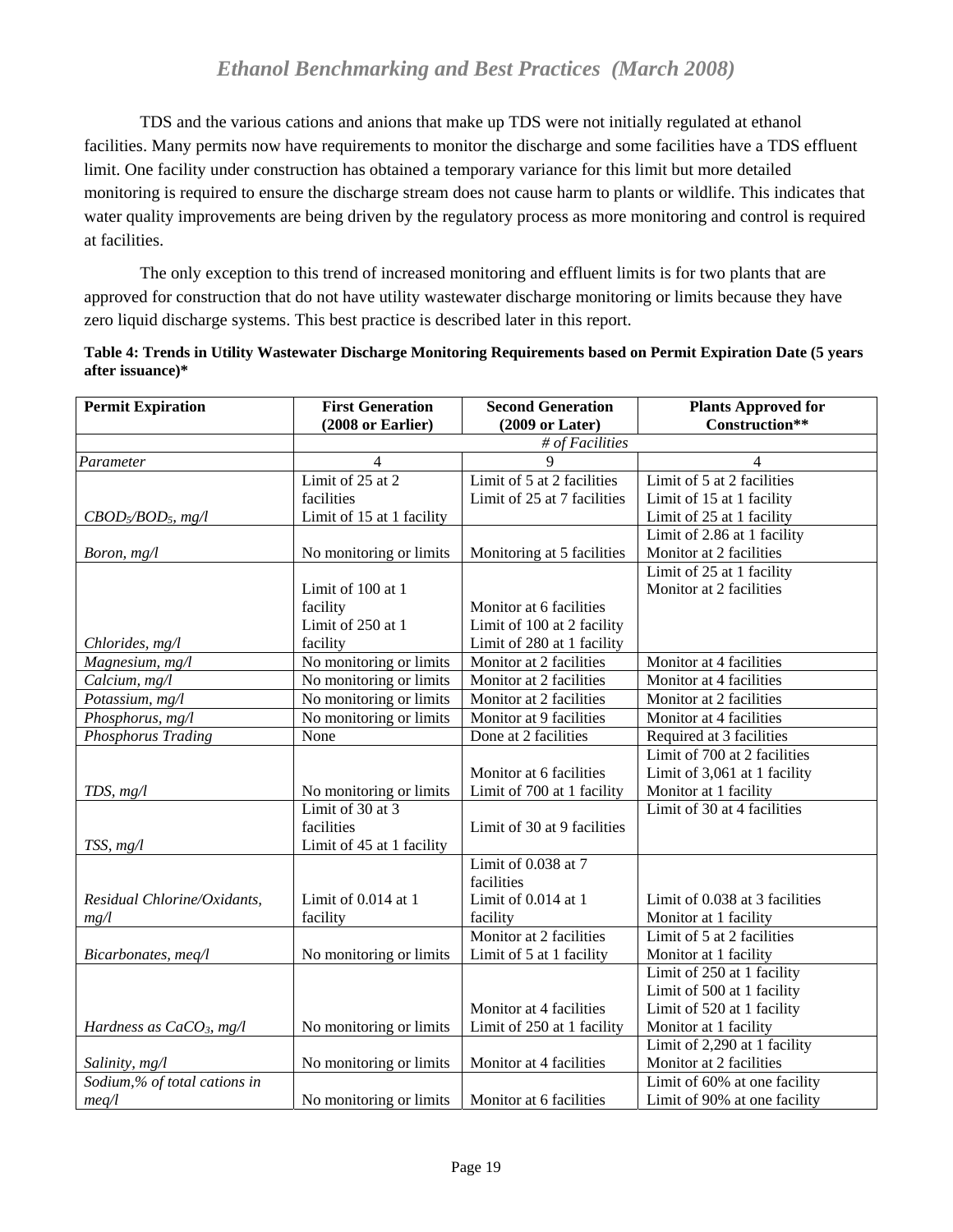TDS and the various cations and anions that make up TDS were not initially regulated at ethanol facilities. Many permits now have requirements to monitor the discharge and some facilities have a TDS effluent limit. One facility under construction has obtained a temporary variance for this limit but more detailed monitoring is required to ensure the discharge stream does not cause harm to plants or wildlife. This indicates that water quality improvements are being driven by the regulatory process as more monitoring and control is required at facilities.

The only exception to this trend of increased monitoring and effluent limits is for two plants that are approved for construction that do not have utility wastewater discharge monitoring or limits because they have zero liquid discharge systems. This best practice is described later in this report.

**Table 4: Trends in Utility Wastewater Discharge Monitoring Requirements based on Permit Expiration Date (5 years after issuance)***

| **Permit Expiration** | **First Generation (2008 or Earlier)** | **Second Generation (2009 or Later)** | **Plants Approved for Construction**** |
|---|---|---|---|
| | | *# of Facilities* | |
| *Parameter* | 4 | 9 | 4 |
| *$CBOD_5$/$BOD_5$, mg/l* | Limit of 25 at 2 facilities<br>Limit of 15 at 1 facility | Limit of 5 at 2 facilities<br>Limit of 25 at 7 facilities | Limit of 5 at 2 facilities<br>Limit of 15 at 1 facility<br>Limit of 25 at 1 facility |
| *Boron, mg/l* | No monitoring or limits | Monitoring at 5 facilities | Limit of 2.86 at 1 facility<br>Monitor at 2 facilities |
| *Chlorides, mg/l* | Limit of 100 at 1 facility<br>Limit of 250 at 1 facility | Monitor at 6 facilities<br>Limit of 100 at 2 facility<br>Limit of 280 at 1 facility | Limit of 25 at 1 facility<br>Monitor at 2 facilities |
| *Magnesium, mg/l* | No monitoring or limits | Monitor at 2 facilities | Monitor at 4 facilities |
| *Calcium, mg/l* | No monitoring or limits | Monitor at 2 facilities | Monitor at 4 facilities |
| *Potassium, mg/l* | No monitoring or limits | Monitor at 2 facilities | Monitor at 2 facilities |
| *Phosphorus, mg/l* | No monitoring or limits | Monitor at 9 facilities | Monitor at 4 facilities |
| *Phosphorus Trading* | None | Done at 2 facilities | Required at 3 facilities |
| *TDS, mg/l* | No monitoring or limits | Monitor at 6 facilities<br>Limit of 700 at 1 facility | Limit of 700 at 2 facilities<br>Limit of 3,061 at 1 facility<br>Monitor at 1 facility |
| *TSS, mg/l* | Limit of 30 at 3 facilities<br>Limit of 45 at 1 facility | Limit of 30 at 9 facilities | Limit of 30 at 4 facilities |
| *Residual Chlorine/Oxidants, mg/l* | Limit of 0.014 at 1 facility | Limit of 0.038 at 7 facilities<br>Limit of 0.014 at 1 facility | Limit of 0.038 at 3 facilities<br>Monitor at 1 facility |
| *Bicarbonates, meq/l* | No monitoring or limits | Monitor at 2 facilities<br>Limit of 5 at 1 facility | Limit of 5 at 2 facilities<br>Monitor at 1 facility |
| *Hardness as $CaCO_3$, mg/l* | No monitoring or limits | Monitor at 4 facilities<br>Limit of 250 at 1 facility | Limit of 250 at 1 facility<br>Limit of 500 at 1 facility<br>Limit of 520 at 1 facility<br>Monitor at 1 facility |
| *Salinity, mg/l* | No monitoring or limits | Monitor at 4 facilities | Limit of 2,290 at 1 facility<br>Monitor at 2 facilities |
| *Sodium,% of total cations in meq/l* | No monitoring or limits | Monitor at 6 facilities | Limit of 60% at one facility<br>Limit of 90% at one facility |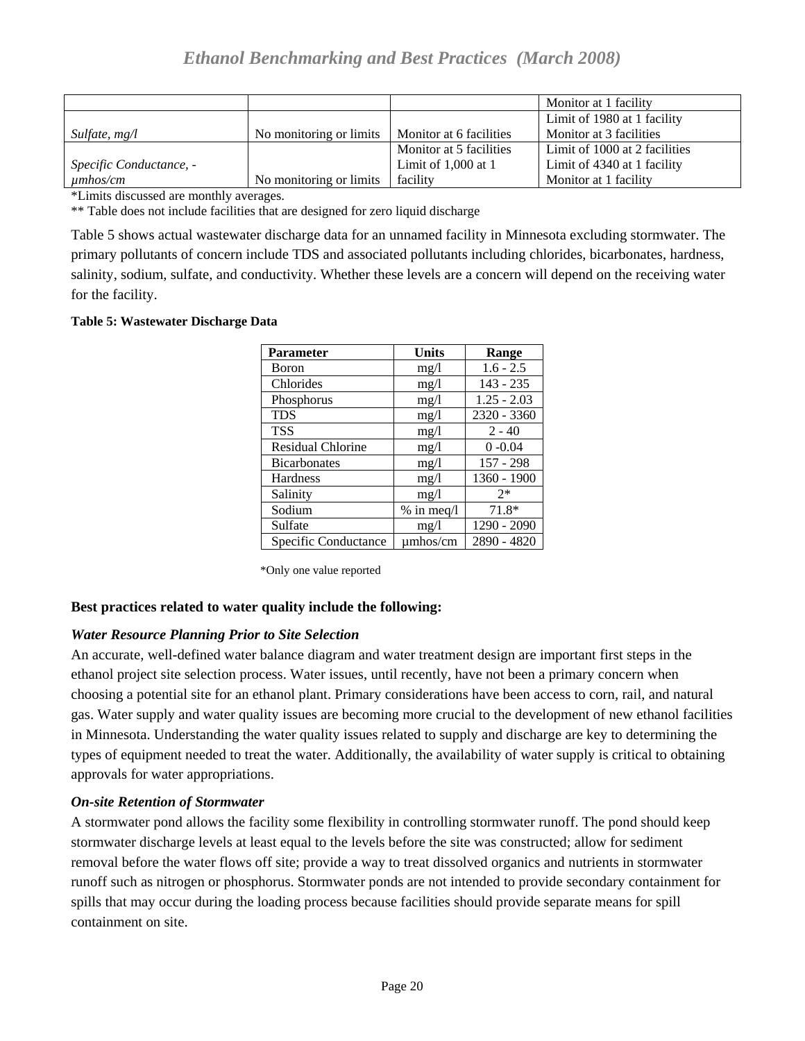| | | | Monitor at 1 facility |
|---|---|---|---|
| *Sulfate, mg/l* | No monitoring or limits | Monitor at 6 facilities | Limit of 1980 at 1 facility Monitor at 3 facilities |
| *Specific Conductance, - µmhos/cm* | No monitoring or limits | Monitor at 5 facilities Limit of 1,000 at 1 facility | Limit of 1000 at 2 facilities Limit of 4340 at 1 facility Monitor at 1 facility |

*Limits discussed are monthly averages.

** Table does not include facilities that are designed for zero liquid discharge

Table 5 shows actual wastewater discharge data for an unnamed facility in Minnesota excluding stormwater. The primary pollutants of concern include TDS and associated pollutants including chlorides, bicarbonates, hardness, salinity, sodium, sulfate, and conductivity. Whether these levels are a concern will depend on the receiving water for the facility.

**Table 5: Wastewater Discharge Data**

| Parameter | Units | Range |
|---|---|---|
| Boron | mg/l | 1.6 - 2.5 |
| Chlorides | mg/l | 143 - 235 |
| Phosphorus | mg/l | 1.25 - 2.03 |
| TDS | mg/l | 2320 - 3360 |
| TSS | mg/l | 2 - 40 |
| Residual Chlorine | mg/l | 0 -0.04 |
| Bicarbonates | mg/l | 157 - 298 |
| Hardness | mg/l | 1360 - 1900 |
| Salinity | mg/l | 2* |
| Sodium | % in meq/l | 71.8* |
| Sulfate | mg/l | 1290 - 2090 |
| Specific Conductance | µmhos/cm | 2890 - 4820 |

*Only one value reported

**Best practices related to water quality include the following:**

***Water Resource Planning Prior to Site Selection***

An accurate, well-defined water balance diagram and water treatment design are important first steps in the ethanol project site selection process. Water issues, until recently, have not been a primary concern when choosing a potential site for an ethanol plant. Primary considerations have been access to corn, rail, and natural gas. Water supply and water quality issues are becoming more crucial to the development of new ethanol facilities in Minnesota. Understanding the water quality issues related to supply and discharge are key to determining the types of equipment needed to treat the water. Additionally, the availability of water supply is critical to obtaining approvals for water appropriations.

***On-site Retention of Stormwater***

A stormwater pond allows the facility some flexibility in controlling stormwater runoff. The pond should keep stormwater discharge levels at least equal to the levels before the site was constructed; allow for sediment removal before the water flows off site; provide a way to treat dissolved organics and nutrients in stormwater runoff such as nitrogen or phosphorus. Stormwater ponds are not intended to provide secondary containment for spills that may occur during the loading process because facilities should provide separate means for spill containment on site.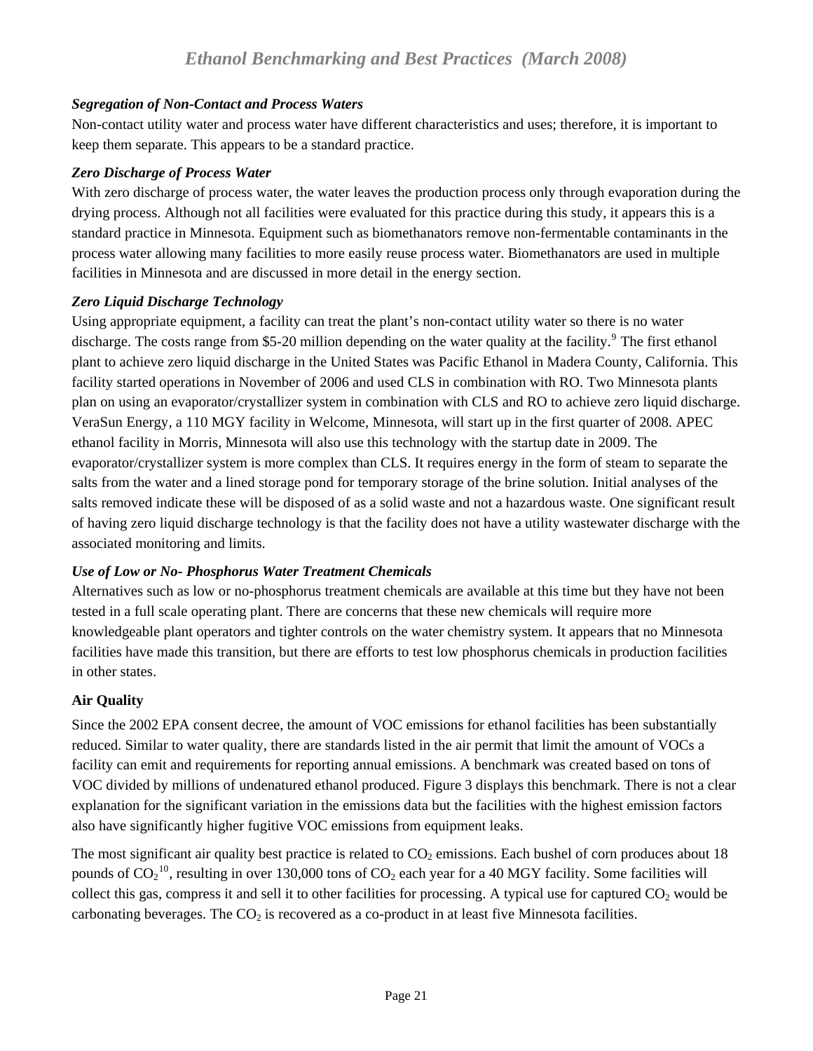***Segregation of Non-Contact and Process Waters***

Non-contact utility water and process water have different characteristics and uses; therefore, it is important to keep them separate. This appears to be a standard practice.

***Zero Discharge of Process Water***

With zero discharge of process water, the water leaves the production process only through evaporation during the drying process. Although not all facilities were evaluated for this practice during this study, it appears this is a standard practice in Minnesota. Equipment such as biomethanators remove non-fermentable contaminants in the process water allowing many facilities to more easily reuse process water. Biomethanators are used in multiple facilities in Minnesota and are discussed in more detail in the energy section.

***Zero Liquid Discharge Technology***

Using appropriate equipment, a facility can treat the plant's non-contact utility water so there is no water discharge. The costs range from $5-20 million depending on the water quality at the facility.[9] The first ethanol plant to achieve zero liquid discharge in the United States was Pacific Ethanol in Madera County, California. This facility started operations in November of 2006 and used CLS in combination with RO. Two Minnesota plants plan on using an evaporator/crystallizer system in combination with CLS and RO to achieve zero liquid discharge. VeraSun Energy, a 110 MGY facility in Welcome, Minnesota, will start up in the first quarter of 2008. APEC ethanol facility in Morris, Minnesota will also use this technology with the startup date in 2009. The evaporator/crystallizer system is more complex than CLS. It requires energy in the form of steam to separate the salts from the water and a lined storage pond for temporary storage of the brine solution. Initial analyses of the salts removed indicate these will be disposed of as a solid waste and not a hazardous waste. One significant result of having zero liquid discharge technology is that the facility does not have a utility wastewater discharge with the associated monitoring and limits.

***Use of Low or No- Phosphorus Water Treatment Chemicals***

Alternatives such as low or no-phosphorus treatment chemicals are available at this time but they have not been tested in a full scale operating plant. There are concerns that these new chemicals will require more knowledgeable plant operators and tighter controls on the water chemistry system. It appears that no Minnesota facilities have made this transition, but there are efforts to test low phosphorus chemicals in production facilities in other states.

**Air Quality**

Since the 2002 EPA consent decree, the amount of VOC emissions for ethanol facilities has been substantially reduced. Similar to water quality, there are standards listed in the air permit that limit the amount of VOCs a facility can emit and requirements for reporting annual emissions. A benchmark was created based on tons of VOC divided by millions of undenatured ethanol produced. Figure 3 displays this benchmark. There is not a clear explanation for the significant variation in the emissions data but the facilities with the highest emission factors also have significantly higher fugitive VOC emissions from equipment leaks.

The most significant air quality best practice is related to $CO_2$ emissions. Each bushel of corn produces about 18 pounds of $CO_2$[10], resulting in over 130,000 tons of $CO_2$ each year for a 40 MGY facility. Some facilities will collect this gas, compress it and sell it to other facilities for processing. A typical use for captured $CO_2$ would be carbonating beverages. The $CO_2$ is recovered as a co-product in at least five Minnesota facilities.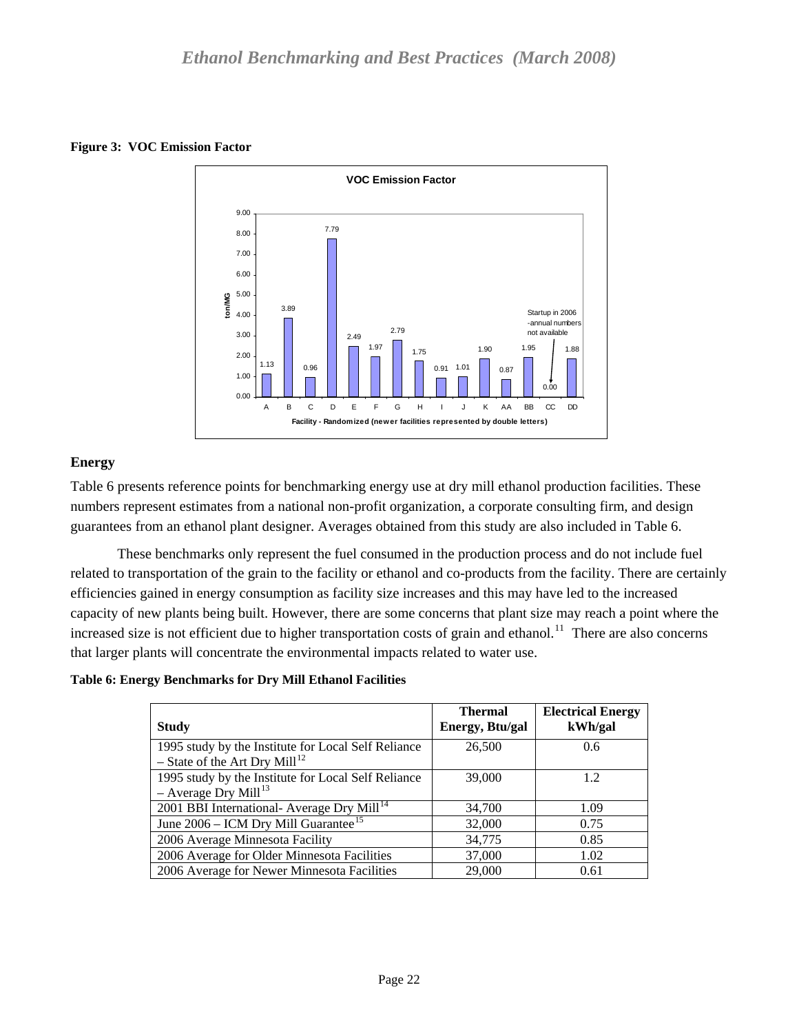**Figure 3: VOC Emission Factor**

## Energy

Table 6 presents reference points for benchmarking energy use at dry mill ethanol production facilities. These numbers represent estimates from a national non-profit organization, a corporate consulting firm, and design guarantees from an ethanol plant designer. Averages obtained from this study are also included in Table 6.

These benchmarks only represent the fuel consumed in the production process and do not include fuel related to transportation of the grain to the facility or ethanol and co-products from the facility. There are certainly efficiencies gained in energy consumption as facility size increases and this may have led to the increased capacity of new plants being built. However, there are some concerns that plant size may reach a point where the increased size is not efficient due to higher transportation costs of grain and ethanol.[11] There are also concerns that larger plants will concentrate the environmental impacts related to water use.

**Table 6: Energy Benchmarks for Dry Mill Ethanol Facilities**

| Study | Thermal Energy, Btu/gal | Electrical Energy kWh/gal |
|---|---|---|
| 1995 study by the Institute for Local Self Reliance – State of the Art Dry Mill[12] | 26,500 | 0.6 |
| 1995 study by the Institute for Local Self Reliance – Average Dry Mill[13] | 39,000 | 1.2 |
| 2001 BBI International- Average Dry Mill[14] | 34,700 | 1.09 |
| June 2006 – ICM Dry Mill Guarantee[15] | 32,000 | 0.75 |
| 2006 Average Minnesota Facility | 34,775 | 0.85 |
| 2006 Average for Older Minnesota Facilities | 37,000 | 1.02 |
| 2006 Average for Newer Minnesota Facilities | 29,000 | 0.61 |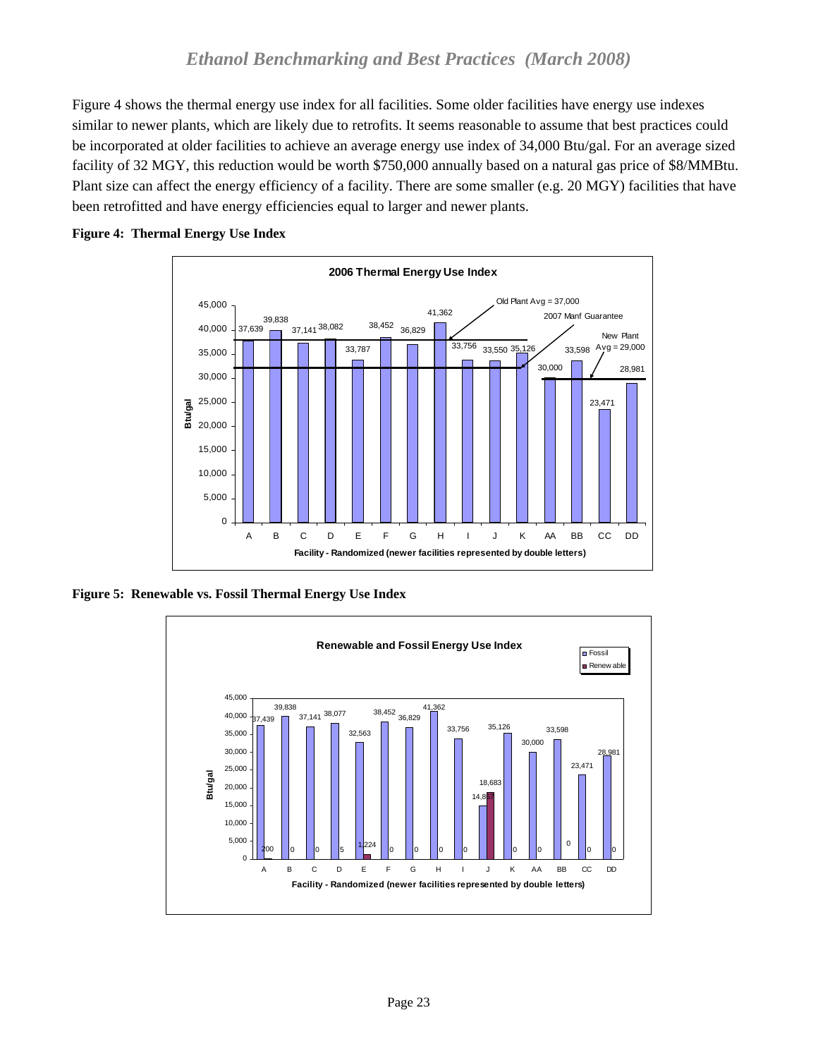Figure 4 shows the thermal energy use index for all facilities. Some older facilities have energy use indexes similar to newer plants, which are likely due to retrofits. It seems reasonable to assume that best practices could be incorporated at older facilities to achieve an average energy use index of 34,000 Btu/gal. For an average sized facility of 32 MGY, this reduction would be worth $750,000 annually based on a natural gas price of $8/MMBtu. Plant size can affect the energy efficiency of a facility. There are some smaller (e.g. 20 MGY) facilities that have been retrofitted and have energy efficiencies equal to larger and newer plants.

**Figure 4: Thermal Energy Use Index**

**Figure 5: Renewable vs. Fossil Thermal Energy Use Index**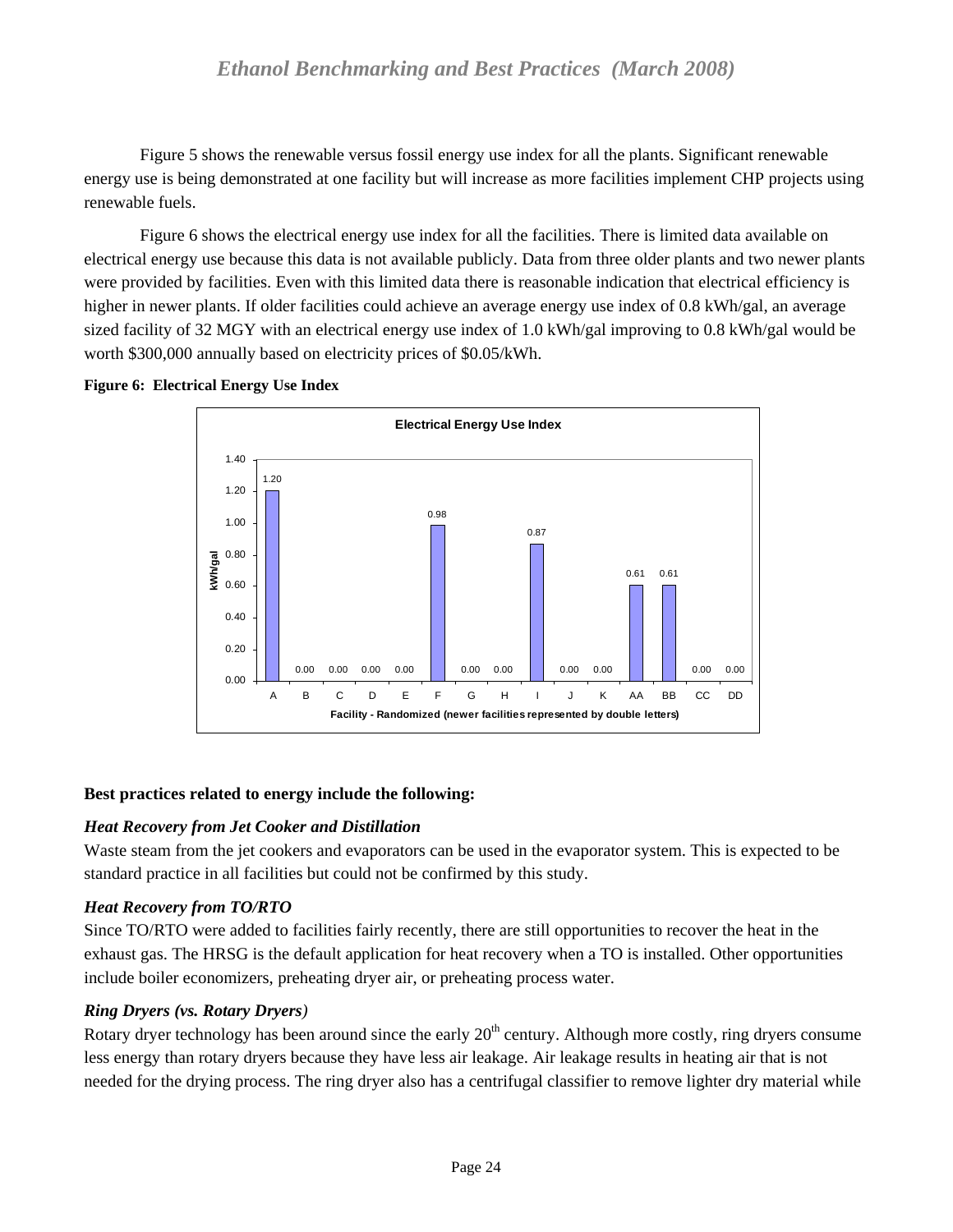Figure 5 shows the renewable versus fossil energy use index for all the plants. Significant renewable energy use is being demonstrated at one facility but will increase as more facilities implement CHP projects using renewable fuels.

Figure 6 shows the electrical energy use index for all the facilities. There is limited data available on electrical energy use because this data is not available publicly. Data from three older plants and two newer plants were provided by facilities. Even with this limited data there is reasonable indication that electrical efficiency is higher in newer plants. If older facilities could achieve an average energy use index of 0.8 kWh/gal, an average sized facility of 32 MGY with an electrical energy use index of 1.0 kWh/gal improving to 0.8 kWh/gal would be worth $300,000 annually based on electricity prices of $0.05/kWh.

**Figure 6: Electrical Energy Use Index**

**Best practices related to energy include the following:**

### *Heat Recovery from Jet Cooker and Distillation*

Waste steam from the jet cookers and evaporators can be used in the evaporator system. This is expected to be standard practice in all facilities but could not be confirmed by this study.

### *Heat Recovery from TO/RTO*

Since TO/RTO were added to facilities fairly recently, there are still opportunities to recover the heat in the exhaust gas. The HRSG is the default application for heat recovery when a TO is installed. Other opportunities include boiler economizers, preheating dryer air, or preheating process water.

### *Ring Dryers (vs. Rotary Dryers)*

Rotary dryer technology has been around since the early 20th century. Although more costly, ring dryers consume less energy than rotary dryers because they have less air leakage. Air leakage results in heating air that is not needed for the drying process. The ring dryer also has a centrifugal classifier to remove lighter dry material while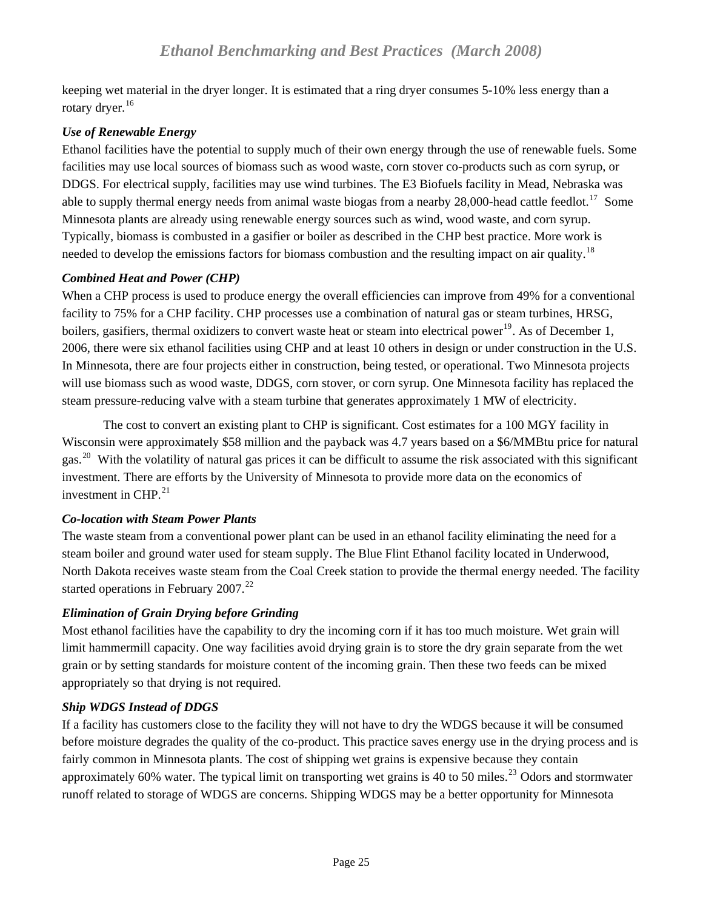keeping wet material in the dryer longer. It is estimated that a ring dryer consumes 5-10% less energy than a rotary dryer.[16]

### *Use of Renewable Energy*

Ethanol facilities have the potential to supply much of their own energy through the use of renewable fuels. Some facilities may use local sources of biomass such as wood waste, corn stover co-products such as corn syrup, or DDGS. For electrical supply, facilities may use wind turbines. The E3 Biofuels facility in Mead, Nebraska was able to supply thermal energy needs from animal waste biogas from a nearby 28,000-head cattle feedlot.[17] Some Minnesota plants are already using renewable energy sources such as wind, wood waste, and corn syrup. Typically, biomass is combusted in a gasifier or boiler as described in the CHP best practice. More work is needed to develop the emissions factors for biomass combustion and the resulting impact on air quality.[18]

### *Combined Heat and Power (CHP)*

When a CHP process is used to produce energy the overall efficiencies can improve from 49% for a conventional facility to 75% for a CHP facility. CHP processes use a combination of natural gas or steam turbines, HRSG, boilers, gasifiers, thermal oxidizers to convert waste heat or steam into electrical power[19]. As of December 1, 2006, there were six ethanol facilities using CHP and at least 10 others in design or under construction in the U.S. In Minnesota, there are four projects either in construction, being tested, or operational. Two Minnesota projects will use biomass such as wood waste, DDGS, corn stover, or corn syrup. One Minnesota facility has replaced the steam pressure-reducing valve with a steam turbine that generates approximately 1 MW of electricity.

The cost to convert an existing plant to CHP is significant. Cost estimates for a 100 MGY facility in Wisconsin were approximately $58 million and the payback was 4.7 years based on a $6/MMBtu price for natural gas.[20] With the volatility of natural gas prices it can be difficult to assume the risk associated with this significant investment. There are efforts by the University of Minnesota to provide more data on the economics of investment in CHP.[21]

### *Co-location with Steam Power Plants*

The waste steam from a conventional power plant can be used in an ethanol facility eliminating the need for a steam boiler and ground water used for steam supply. The Blue Flint Ethanol facility located in Underwood, North Dakota receives waste steam from the Coal Creek station to provide the thermal energy needed. The facility started operations in February 2007.[22]

### *Elimination of Grain Drying before Grinding*

Most ethanol facilities have the capability to dry the incoming corn if it has too much moisture. Wet grain will limit hammermill capacity. One way facilities avoid drying grain is to store the dry grain separate from the wet grain or by setting standards for moisture content of the incoming grain. Then these two feeds can be mixed appropriately so that drying is not required.

### *Ship WDGS Instead of DDGS*

If a facility has customers close to the facility they will not have to dry the WDGS because it will be consumed before moisture degrades the quality of the co-product. This practice saves energy use in the drying process and is fairly common in Minnesota plants. The cost of shipping wet grains is expensive because they contain approximately 60% water. The typical limit on transporting wet grains is 40 to 50 miles.[23] Odors and stormwater runoff related to storage of WDGS are concerns. Shipping WDGS may be a better opportunity for Minnesota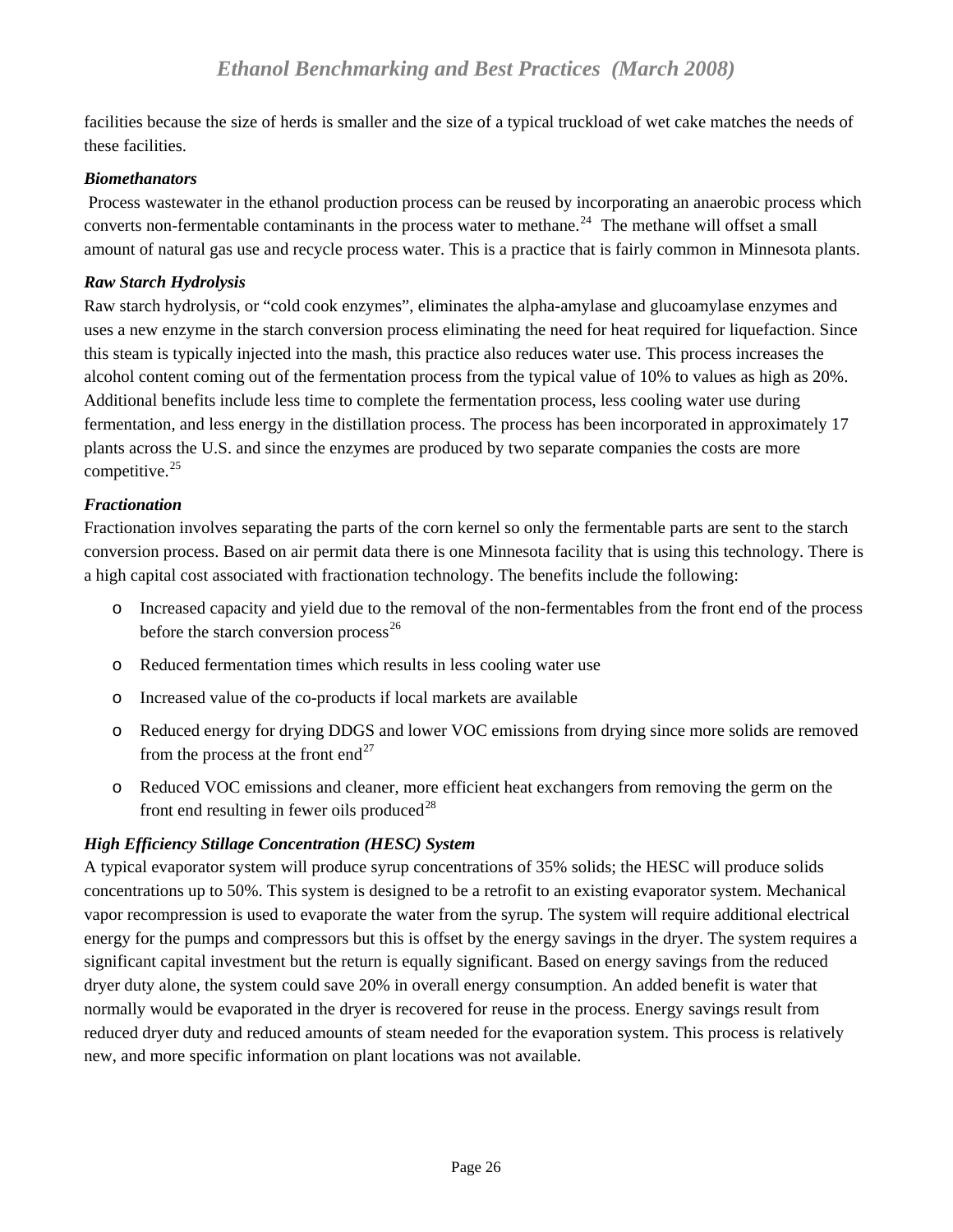facilities because the size of herds is smaller and the size of a typical truckload of wet cake matches the needs of these facilities.

***Biomethanators***

Process wastewater in the ethanol production process can be reused by incorporating an anaerobic process which converts non-fermentable contaminants in the process water to methane.[24] The methane will offset a small amount of natural gas use and recycle process water. This is a practice that is fairly common in Minnesota plants.

***Raw Starch Hydrolysis***

Raw starch hydrolysis, or "cold cook enzymes", eliminates the alpha-amylase and glucoamylase enzymes and uses a new enzyme in the starch conversion process eliminating the need for heat required for liquefaction. Since this steam is typically injected into the mash, this practice also reduces water use. This process increases the alcohol content coming out of the fermentation process from the typical value of 10% to values as high as 20%. Additional benefits include less time to complete the fermentation process, less cooling water use during fermentation, and less energy in the distillation process. The process has been incorporated in approximately 17 plants across the U.S. and since the enzymes are produced by two separate companies the costs are more competitive.[25]

***Fractionation***

Fractionation involves separating the parts of the corn kernel so only the fermentable parts are sent to the starch conversion process. Based on air permit data there is one Minnesota facility that is using this technology. There is a high capital cost associated with fractionation technology. The benefits include the following:

- Increased capacity and yield due to the removal of the non-fermentables from the front end of the process before the starch conversion process[26]
- Reduced fermentation times which results in less cooling water use
- Increased value of the co-products if local markets are available
- Reduced energy for drying DDGS and lower VOC emissions from drying since more solids are removed from the process at the front end[27]
- Reduced VOC emissions and cleaner, more efficient heat exchangers from removing the germ on the front end resulting in fewer oils produced[28]

***High Efficiency Stillage Concentration (HESC) System***

A typical evaporator system will produce syrup concentrations of 35% solids; the HESC will produce solids concentrations up to 50%. This system is designed to be a retrofit to an existing evaporator system. Mechanical vapor recompression is used to evaporate the water from the syrup. The system will require additional electrical energy for the pumps and compressors but this is offset by the energy savings in the dryer. The system requires a significant capital investment but the return is equally significant. Based on energy savings from the reduced dryer duty alone, the system could save 20% in overall energy consumption. An added benefit is water that normally would be evaporated in the dryer is recovered for reuse in the process. Energy savings result from reduced dryer duty and reduced amounts of steam needed for the evaporation system. This process is relatively new, and more specific information on plant locations was not available.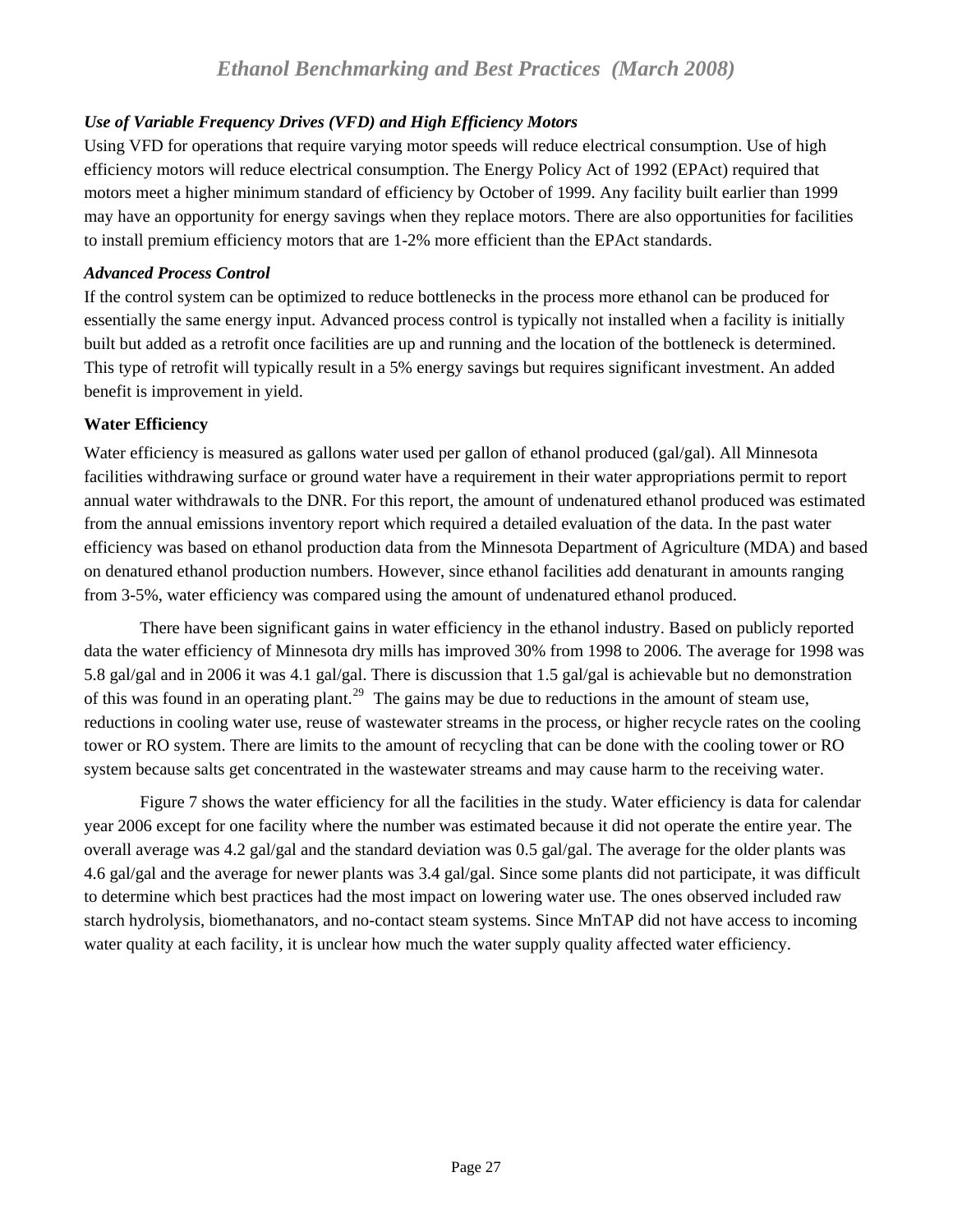### *Use of Variable Frequency Drives (VFD) and High Efficiency Motors*

Using VFD for operations that require varying motor speeds will reduce electrical consumption. Use of high efficiency motors will reduce electrical consumption. The Energy Policy Act of 1992 (EPAct) required that motors meet a higher minimum standard of efficiency by October of 1999. Any facility built earlier than 1999 may have an opportunity for energy savings when they replace motors. There are also opportunities for facilities to install premium efficiency motors that are 1-2% more efficient than the EPAct standards.

### *Advanced Process Control*

If the control system can be optimized to reduce bottlenecks in the process more ethanol can be produced for essentially the same energy input. Advanced process control is typically not installed when a facility is initially built but added as a retrofit once facilities are up and running and the location of the bottleneck is determined. This type of retrofit will typically result in a 5% energy savings but requires significant investment. An added benefit is improvement in yield.

## Water Efficiency

Water efficiency is measured as gallons water used per gallon of ethanol produced (gal/gal). All Minnesota facilities withdrawing surface or ground water have a requirement in their water appropriations permit to report annual water withdrawals to the DNR. For this report, the amount of undenatured ethanol produced was estimated from the annual emissions inventory report which required a detailed evaluation of the data. In the past water efficiency was based on ethanol production data from the Minnesota Department of Agriculture (MDA) and based on denatured ethanol production numbers. However, since ethanol facilities add denaturant in amounts ranging from 3-5%, water efficiency was compared using the amount of undenatured ethanol produced.

There have been significant gains in water efficiency in the ethanol industry. Based on publicly reported data the water efficiency of Minnesota dry mills has improved 30% from 1998 to 2006. The average for 1998 was 5.8 gal/gal and in 2006 it was 4.1 gal/gal. There is discussion that 1.5 gal/gal is achievable but no demonstration of this was found in an operating plant.[29] The gains may be due to reductions in the amount of steam use, reductions in cooling water use, reuse of wastewater streams in the process, or higher recycle rates on the cooling tower or RO system. There are limits to the amount of recycling that can be done with the cooling tower or RO system because salts get concentrated in the wastewater streams and may cause harm to the receiving water.

Figure 7 shows the water efficiency for all the facilities in the study. Water efficiency is data for calendar year 2006 except for one facility where the number was estimated because it did not operate the entire year. The overall average was 4.2 gal/gal and the standard deviation was 0.5 gal/gal. The average for the older plants was 4.6 gal/gal and the average for newer plants was 3.4 gal/gal. Since some plants did not participate, it was difficult to determine which best practices had the most impact on lowering water use. The ones observed included raw starch hydrolysis, biomethanators, and no-contact steam systems. Since MnTAP did not have access to incoming water quality at each facility, it is unclear how much the water supply quality affected water efficiency.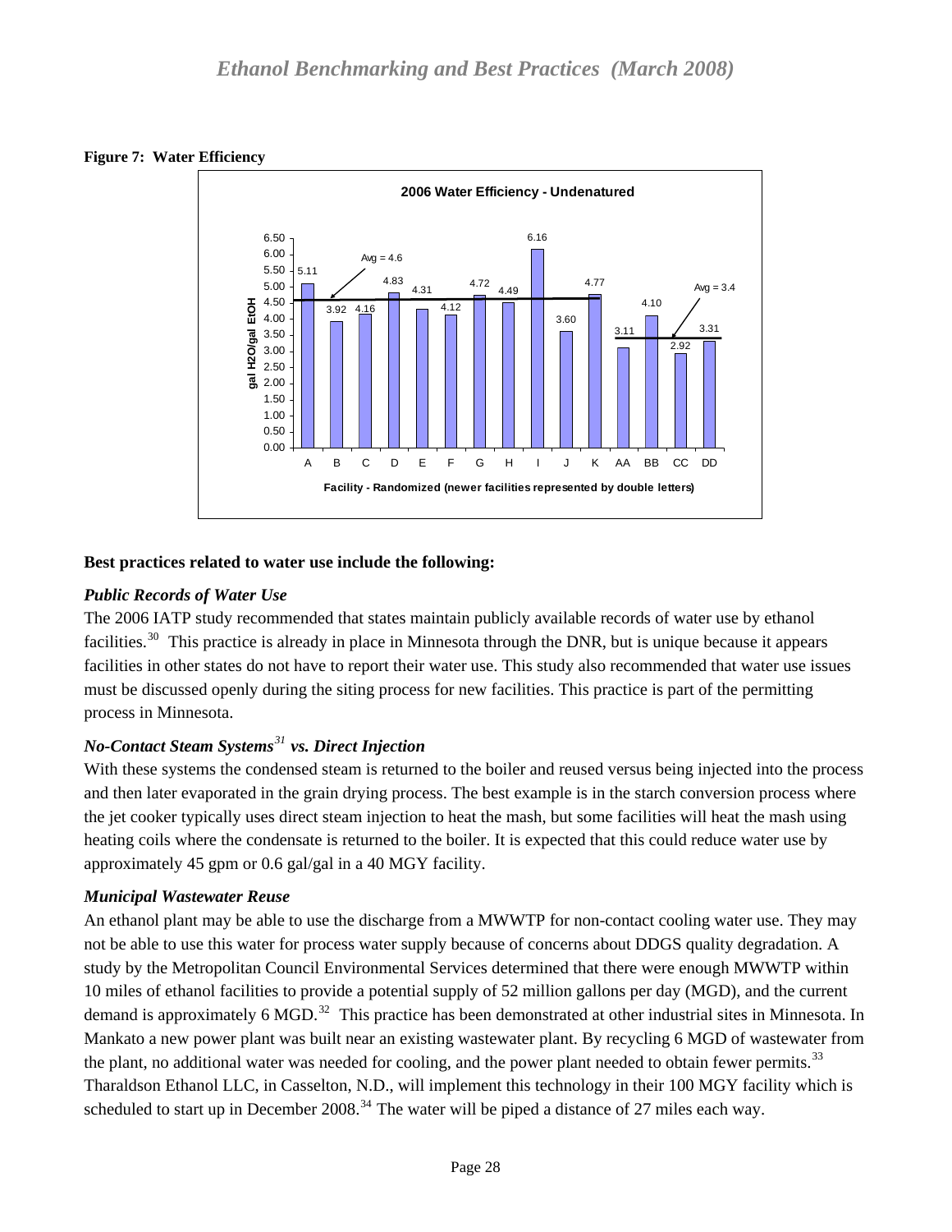**Figure 7: Water Efficiency**

2006 Water Efficiency - Undenatured

| Facility | gal H2O/gal EtOH |
|---|---|
| A | 5.11 |
| B | 3.92 |
| C | 4.16 |
| D | 4.83 |
| E | 4.31 |
| F | 4.12 |
| G | 4.72 |
| H | 4.49 |
| I | 6.16 |
| J | 3.60 |
| K | 4.77 |
| AA | 3.11 |
| BB | 4.10 |
| CC | 2.92 |
| DD | 3.31 |

Avg = 4.6 (facilities A–K); Avg = 3.4 (facilities AA–DD)

Facility - Randomized (newer facilities represented by double letters)

**Best practices related to water use include the following:**

***Public Records of Water Use***

The 2006 IATP study recommended that states maintain publicly available records of water use by ethanol facilities.[30] This practice is already in place in Minnesota through the DNR, but is unique because it appears facilities in other states do not have to report their water use. This study also recommended that water use issues must be discussed openly during the siting process for new facilities. This practice is part of the permitting process in Minnesota.

***No-Contact Steam Systems[31] vs. Direct Injection***

With these systems the condensed steam is returned to the boiler and reused versus being injected into the process and then later evaporated in the grain drying process. The best example is in the starch conversion process where the jet cooker typically uses direct steam injection to heat the mash, but some facilities will heat the mash using heating coils where the condensate is returned to the boiler. It is expected that this could reduce water use by approximately 45 gpm or 0.6 gal/gal in a 40 MGY facility.

***Municipal Wastewater Reuse***

An ethanol plant may be able to use the discharge from a MWWTP for non-contact cooling water use. They may not be able to use this water for process water supply because of concerns about DDGS quality degradation. A study by the Metropolitan Council Environmental Services determined that there were enough MWWTP within 10 miles of ethanol facilities to provide a potential supply of 52 million gallons per day (MGD), and the current demand is approximately 6 MGD.[32] This practice has been demonstrated at other industrial sites in Minnesota. In Mankato a new power plant was built near an existing wastewater plant. By recycling 6 MGD of wastewater from the plant, no additional water was needed for cooling, and the power plant needed to obtain fewer permits.[33] Tharaldson Ethanol LLC, in Casselton, N.D., will implement this technology in their 100 MGY facility which is scheduled to start up in December 2008.[34] The water will be piped a distance of 27 miles each way.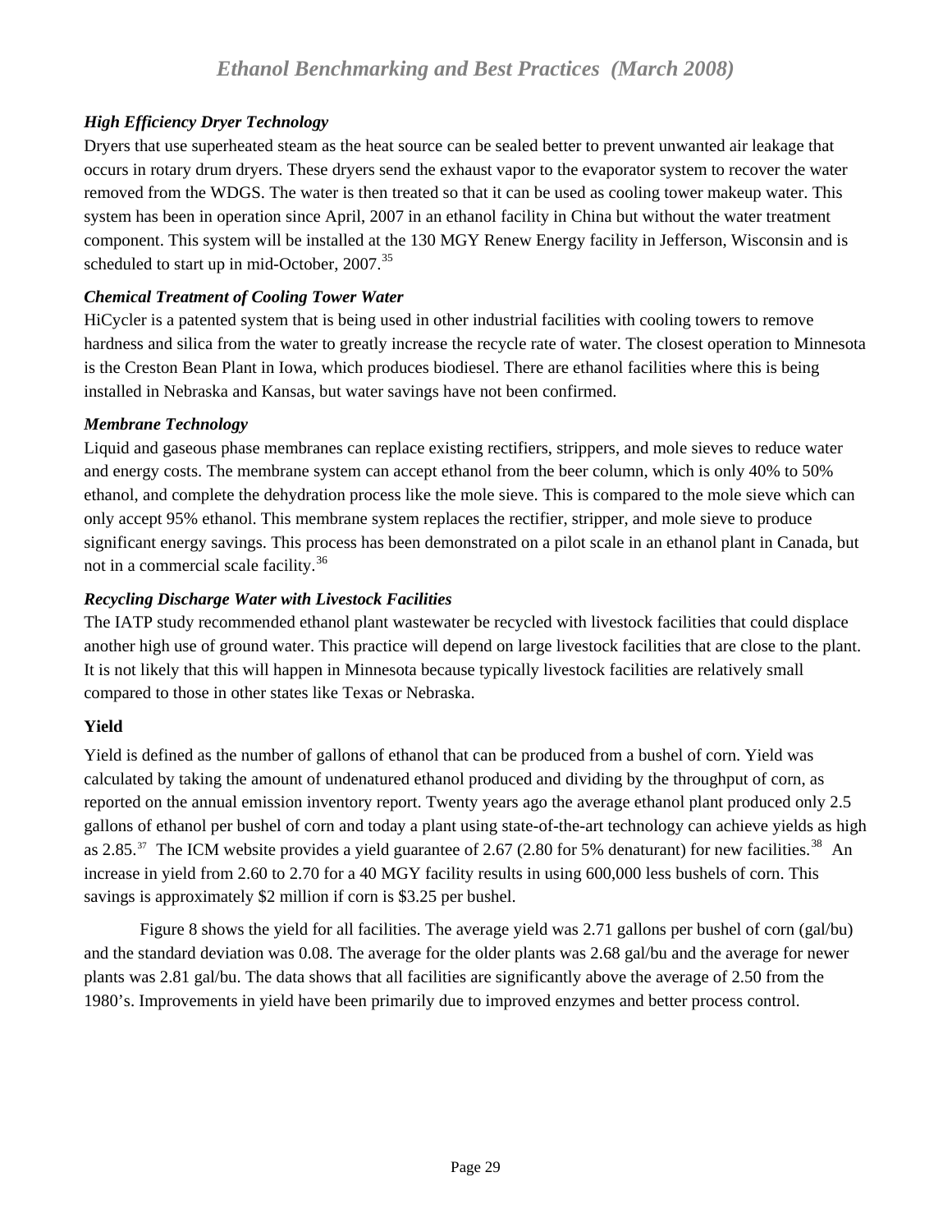### *High Efficiency Dryer Technology*

Dryers that use superheated steam as the heat source can be sealed better to prevent unwanted air leakage that occurs in rotary drum dryers. These dryers send the exhaust vapor to the evaporator system to recover the water removed from the WDGS. The water is then treated so that it can be used as cooling tower makeup water. This system has been in operation since April, 2007 in an ethanol facility in China but without the water treatment component. This system will be installed at the 130 MGY Renew Energy facility in Jefferson, Wisconsin and is scheduled to start up in mid-October, 2007.[35]

### *Chemical Treatment of Cooling Tower Water*

HiCycler is a patented system that is being used in other industrial facilities with cooling towers to remove hardness and silica from the water to greatly increase the recycle rate of water. The closest operation to Minnesota is the Creston Bean Plant in Iowa, which produces biodiesel. There are ethanol facilities where this is being installed in Nebraska and Kansas, but water savings have not been confirmed.

### *Membrane Technology*

Liquid and gaseous phase membranes can replace existing rectifiers, strippers, and mole sieves to reduce water and energy costs. The membrane system can accept ethanol from the beer column, which is only 40% to 50% ethanol, and complete the dehydration process like the mole sieve. This is compared to the mole sieve which can only accept 95% ethanol. This membrane system replaces the rectifier, stripper, and mole sieve to produce significant energy savings. This process has been demonstrated on a pilot scale in an ethanol plant in Canada, but not in a commercial scale facility.[36]

### *Recycling Discharge Water with Livestock Facilities*

The IATP study recommended ethanol plant wastewater be recycled with livestock facilities that could displace another high use of ground water. This practice will depend on large livestock facilities that are close to the plant. It is not likely that this will happen in Minnesota because typically livestock facilities are relatively small compared to those in other states like Texas or Nebraska.

## **Yield**

Yield is defined as the number of gallons of ethanol that can be produced from a bushel of corn. Yield was calculated by taking the amount of undenatured ethanol produced and dividing by the throughput of corn, as reported on the annual emission inventory report. Twenty years ago the average ethanol plant produced only 2.5 gallons of ethanol per bushel of corn and today a plant using state-of-the-art technology can achieve yields as high as 2.85.[37] The ICM website provides a yield guarantee of 2.67 (2.80 for 5% denaturant) for new facilities.[38] An increase in yield from 2.60 to 2.70 for a 40 MGY facility results in using 600,000 less bushels of corn. This savings is approximately $2 million if corn is $3.25 per bushel.

Figure 8 shows the yield for all facilities. The average yield was 2.71 gallons per bushel of corn (gal/bu) and the standard deviation was 0.08. The average for the older plants was 2.68 gal/bu and the average for newer plants was 2.81 gal/bu. The data shows that all facilities are significantly above the average of 2.50 from the 1980's. Improvements in yield have been primarily due to improved enzymes and better process control.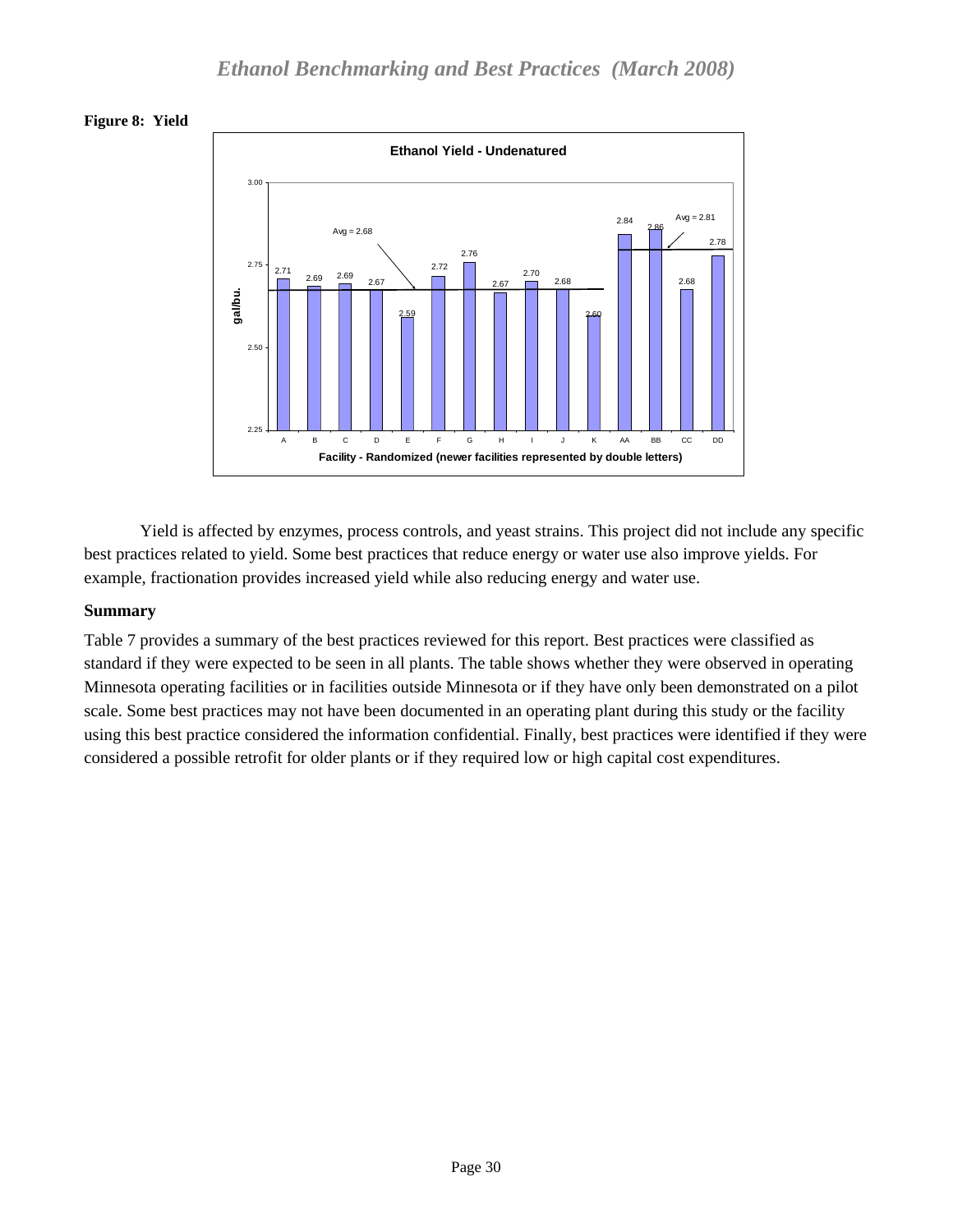**Figure 8: Yield**

Yield is affected by enzymes, process controls, and yeast strains. This project did not include any specific best practices related to yield. Some best practices that reduce energy or water use also improve yields. For example, fractionation provides increased yield while also reducing energy and water use.

### Summary

Table 7 provides a summary of the best practices reviewed for this report. Best practices were classified as standard if they were expected to be seen in all plants. The table shows whether they were observed in operating Minnesota operating facilities or in facilities outside Minnesota or if they have only been demonstrated on a pilot scale. Some best practices may not have been documented in an operating plant during this study or the facility using this best practice considered the information confidential. Finally, best practices were identified if they were considered a possible retrofit for older plants or if they required low or high capital cost expenditures.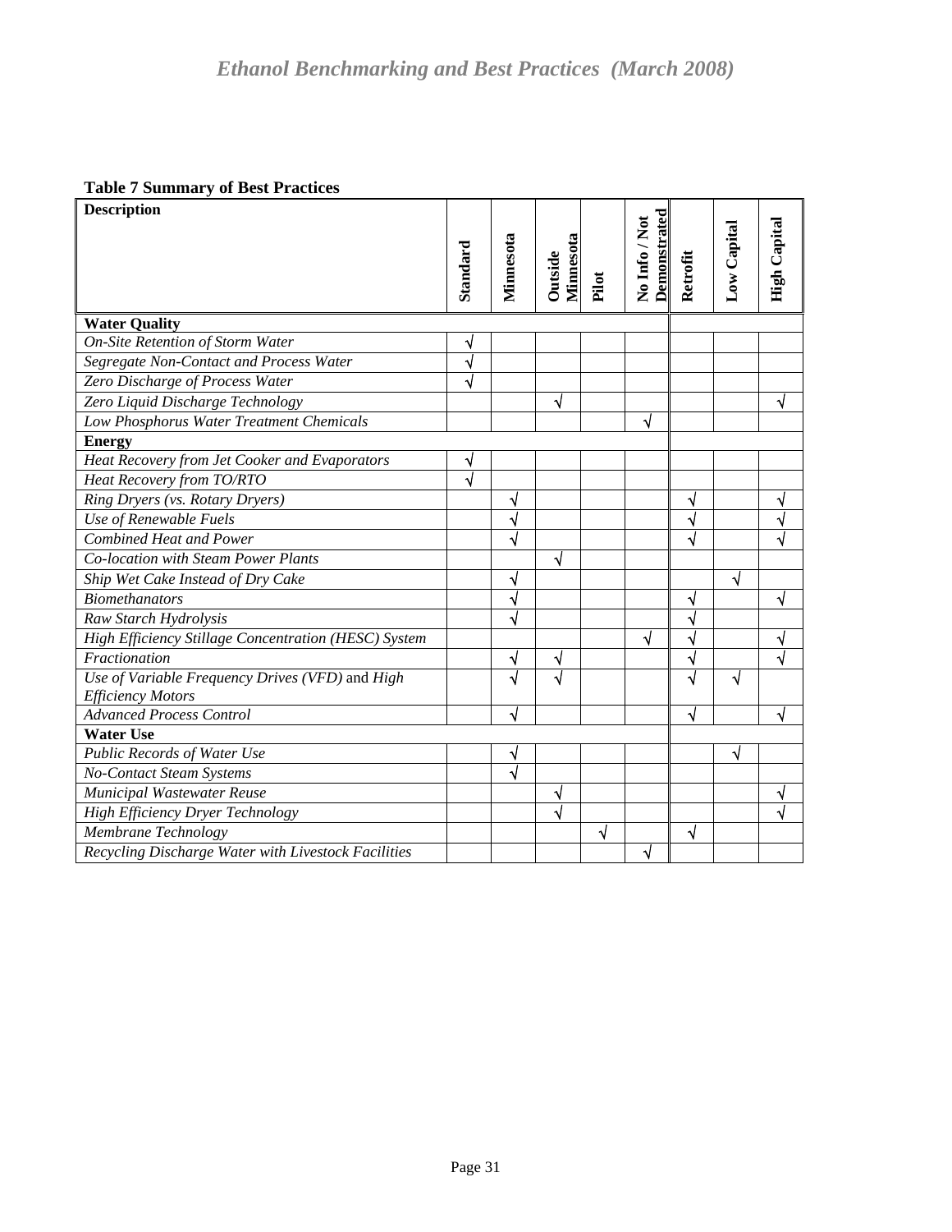**Table 7 Summary of Best Practices**

| Description | Standard | Minnesota | Outside Minnesota | Pilot | No Info / Not Demonstrated | Retrofit | Low Capital | High Capital |
|---|---|---|---|---|---|---|---|---|
| **Water Quality** | | | | | | | | |
| *On-Site Retention of Storm Water* | √ | | | | | | | |
| *Segregate Non-Contact and Process Water* | √ | | | | | | | |
| *Zero Discharge of Process Water* | √ | | | | | | | |
| *Zero Liquid Discharge Technology* | | | √ | | | | | √ |
| *Low Phosphorus Water Treatment Chemicals* | | | | | √ | | | |
| **Energy** | | | | | | | | |
| *Heat Recovery from Jet Cooker and Evaporators* | √ | | | | | | | |
| *Heat Recovery from TO/RTO* | √ | | | | | | | |
| *Ring Dryers (vs. Rotary Dryers)* | | √ | | | | √ | | √ |
| *Use of Renewable Fuels* | | √ | | | | √ | | √ |
| *Combined Heat and Power* | | √ | | | | √ | | √ |
| *Co-location with Steam Power Plants* | | | √ | | | | | |
| *Ship Wet Cake Instead of Dry Cake* | | √ | | | | | √ | |
| *Biomethanators* | | √ | | | | √ | | √ |
| *Raw Starch Hydrolysis* | | √ | | | | √ | | |
| *High Efficiency Stillage Concentration (HESC) System* | | | | | √ | √ | | √ |
| *Fractionation* | | √ | √ | | | √ | | √ |
| *Use of Variable Frequency Drives (VFD)* and *High Efficiency Motors* | | √ | √ | | | √ | √ | |
| *Advanced Process Control* | | √ | | | | √ | | √ |
| **Water Use** | | | | | | | | |
| *Public Records of Water Use* | | √ | | | | | √ | |
| *No-Contact Steam Systems* | | √ | | | | | | |
| *Municipal Wastewater Reuse* | | | √ | | | | | √ |
| *High Efficiency Dryer Technology* | | | √ | | | | | √ |
| *Membrane Technology* | | | | √ | | √ | | |
| *Recycling Discharge Water with Livestock Facilities* | | | | | √ | | | |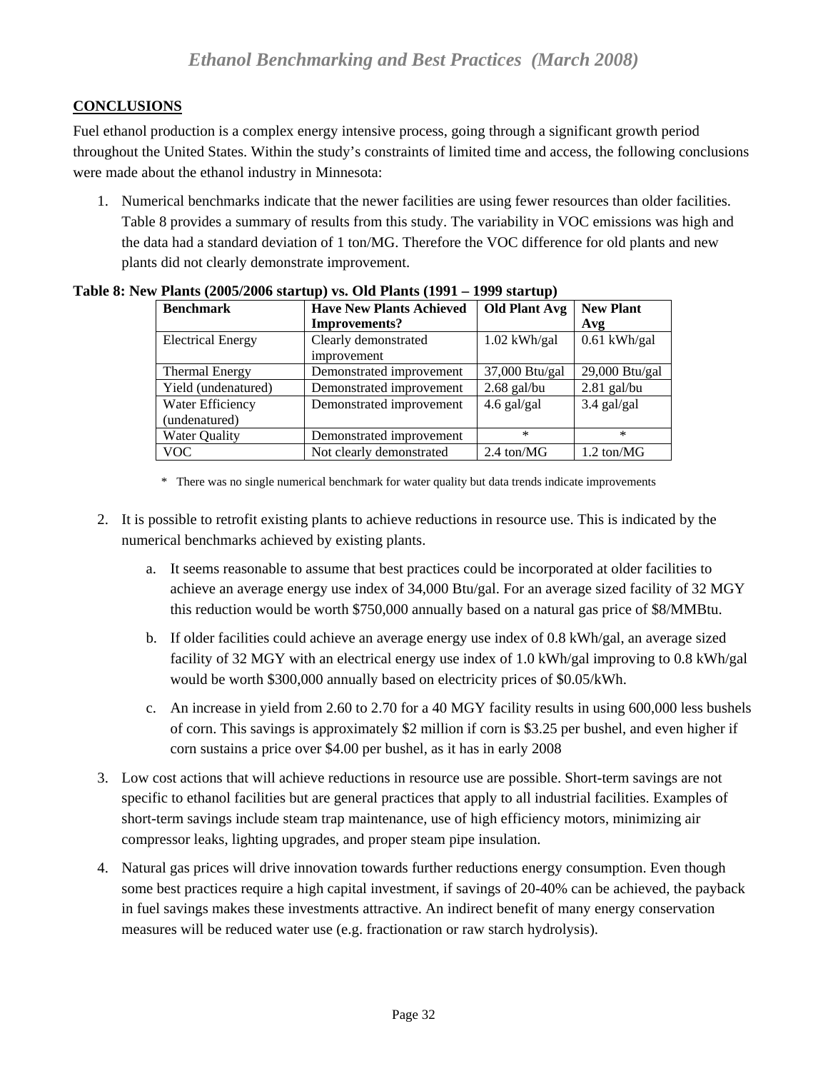## CONCLUSIONS

Fuel ethanol production is a complex energy intensive process, going through a significant growth period throughout the United States. Within the study's constraints of limited time and access, the following conclusions were made about the ethanol industry in Minnesota:

1. Numerical benchmarks indicate that the newer facilities are using fewer resources than older facilities. Table 8 provides a summary of results from this study. The variability in VOC emissions was high and the data had a standard deviation of 1 ton/MG. Therefore the VOC difference for old plants and new plants did not clearly demonstrate improvement.

**Table 8: New Plants (2005/2006 startup) vs. Old Plants (1991 – 1999 startup)**

| Benchmark | Have New Plants Achieved Improvements? | Old Plant Avg | New Plant Avg |
|---|---|---|---|
| Electrical Energy | Clearly demonstrated improvement | 1.02 kWh/gal | 0.61 kWh/gal |
| Thermal Energy | Demonstrated improvement | 37,000 Btu/gal | 29,000 Btu/gal |
| Yield (undenatured) | Demonstrated improvement | 2.68 gal/bu | 2.81 gal/bu |
| Water Efficiency (undenatured) | Demonstrated improvement | 4.6 gal/gal | 3.4 gal/gal |
| Water Quality | Demonstrated improvement | * | * |
| VOC | Not clearly demonstrated | 2.4 ton/MG | 1.2 ton/MG |

\* There was no single numerical benchmark for water quality but data trends indicate improvements

2. It is possible to retrofit existing plants to achieve reductions in resource use. This is indicated by the numerical benchmarks achieved by existing plants.

   a. It seems reasonable to assume that best practices could be incorporated at older facilities to achieve an average energy use index of 34,000 Btu/gal. For an average sized facility of 32 MGY this reduction would be worth $750,000 annually based on a natural gas price of $8/MMBtu.

   b. If older facilities could achieve an average energy use index of 0.8 kWh/gal, an average sized facility of 32 MGY with an electrical energy use index of 1.0 kWh/gal improving to 0.8 kWh/gal would be worth $300,000 annually based on electricity prices of $0.05/kWh.

   c. An increase in yield from 2.60 to 2.70 for a 40 MGY facility results in using 600,000 less bushels of corn. This savings is approximately $2 million if corn is $3.25 per bushel, and even higher if corn sustains a price over $4.00 per bushel, as it has in early 2008

3. Low cost actions that will achieve reductions in resource use are possible. Short-term savings are not specific to ethanol facilities but are general practices that apply to all industrial facilities. Examples of short-term savings include steam trap maintenance, use of high efficiency motors, minimizing air compressor leaks, lighting upgrades, and proper steam pipe insulation.

4. Natural gas prices will drive innovation towards further reductions energy consumption. Even though some best practices require a high capital investment, if savings of 20-40% can be achieved, the payback in fuel savings makes these investments attractive. An indirect benefit of many energy conservation measures will be reduced water use (e.g. fractionation or raw starch hydrolysis).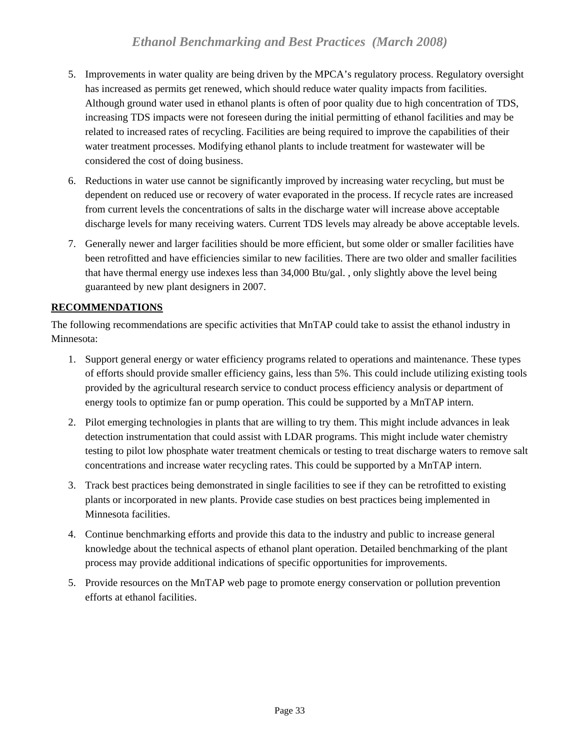5. Improvements in water quality are being driven by the MPCA's regulatory process. Regulatory oversight has increased as permits get renewed, which should reduce water quality impacts from facilities. Although ground water used in ethanol plants is often of poor quality due to high concentration of TDS, increasing TDS impacts were not foreseen during the initial permitting of ethanol facilities and may be related to increased rates of recycling. Facilities are being required to improve the capabilities of their water treatment processes. Modifying ethanol plants to include treatment for wastewater will be considered the cost of doing business.

6. Reductions in water use cannot be significantly improved by increasing water recycling, but must be dependent on reduced use or recovery of water evaporated in the process. If recycle rates are increased from current levels the concentrations of salts in the discharge water will increase above acceptable discharge levels for many receiving waters. Current TDS levels may already be above acceptable levels.

7. Generally newer and larger facilities should be more efficient, but some older or smaller facilities have been retrofitted and have efficiencies similar to new facilities. There are two older and smaller facilities that have thermal energy use indexes less than 34,000 Btu/gal. , only slightly above the level being guaranteed by new plant designers in 2007.

**RECOMMENDATIONS**

The following recommendations are specific activities that MnTAP could take to assist the ethanol industry in Minnesota:

1. Support general energy or water efficiency programs related to operations and maintenance. These types of efforts should provide smaller efficiency gains, less than 5%. This could include utilizing existing tools provided by the agricultural research service to conduct process efficiency analysis or department of energy tools to optimize fan or pump operation. This could be supported by a MnTAP intern.

2. Pilot emerging technologies in plants that are willing to try them. This might include advances in leak detection instrumentation that could assist with LDAR programs. This might include water chemistry testing to pilot low phosphate water treatment chemicals or testing to treat discharge waters to remove salt concentrations and increase water recycling rates. This could be supported by a MnTAP intern.

3. Track best practices being demonstrated in single facilities to see if they can be retrofitted to existing plants or incorporated in new plants. Provide case studies on best practices being implemented in Minnesota facilities.

4. Continue benchmarking efforts and provide this data to the industry and public to increase general knowledge about the technical aspects of ethanol plant operation. Detailed benchmarking of the plant process may provide additional indications of specific opportunities for improvements.

5. Provide resources on the MnTAP web page to promote energy conservation or pollution prevention efforts at ethanol facilities.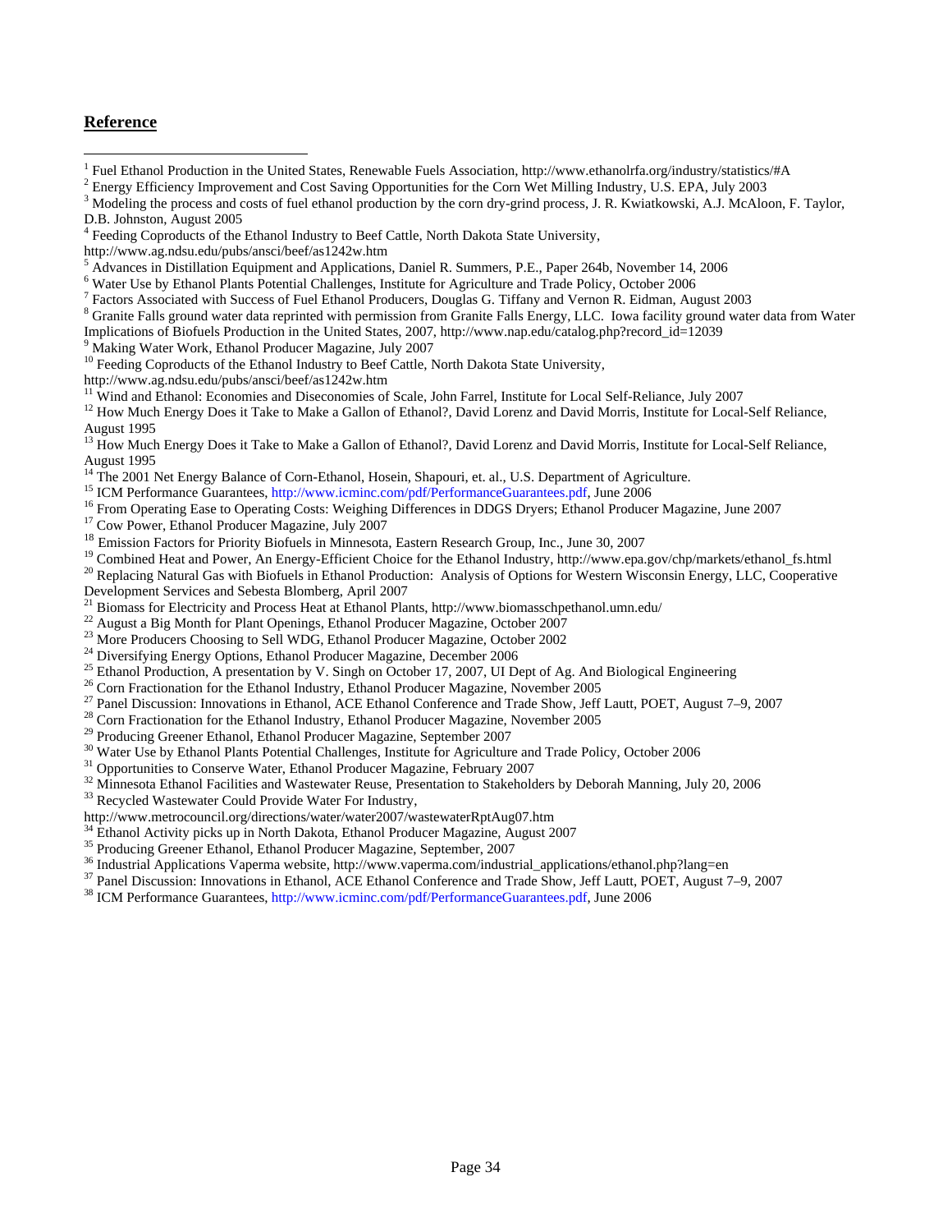## Reference

[1] Fuel Ethanol Production in the United States, Renewable Fuels Association, http://www.ethanolrfa.org/industry/statistics/#A

[2] Energy Efficiency Improvement and Cost Saving Opportunities for the Corn Wet Milling Industry, U.S. EPA, July 2003

[3] Modeling the process and costs of fuel ethanol production by the corn dry-grind process, J. R. Kwiatkowski, A.J. McAloon, F. Taylor, D.B. Johnston, August 2005

[4] Feeding Coproducts of the Ethanol Industry to Beef Cattle, North Dakota State University, http://www.ag.ndsu.edu/pubs/ansci/beef/as1242w.htm

[5] Advances in Distillation Equipment and Applications, Daniel R. Summers, P.E., Paper 264b, November 14, 2006

[6] Water Use by Ethanol Plants Potential Challenges, Institute for Agriculture and Trade Policy, October 2006

[7] Factors Associated with Success of Fuel Ethanol Producers, Douglas G. Tiffany and Vernon R. Eidman, August 2003

[8] Granite Falls ground water data reprinted with permission from Granite Falls Energy, LLC. Iowa facility ground water data from Water Implications of Biofuels Production in the United States, 2007, http://www.nap.edu/catalog.php?record_id=12039

[9] Making Water Work, Ethanol Producer Magazine, July 2007

[10] Feeding Coproducts of the Ethanol Industry to Beef Cattle, North Dakota State University, http://www.ag.ndsu.edu/pubs/ansci/beef/as1242w.htm

[11] Wind and Ethanol: Economies and Diseconomies of Scale, John Farrel, Institute for Local Self-Reliance, July 2007

[12] How Much Energy Does it Take to Make a Gallon of Ethanol?, David Lorenz and David Morris, Institute for Local-Self Reliance, August 1995

[13] How Much Energy Does it Take to Make a Gallon of Ethanol?, David Lorenz and David Morris, Institute for Local-Self Reliance, August 1995

[14] The 2001 Net Energy Balance of Corn-Ethanol, Hosein, Shapouri, et. al., U.S. Department of Agriculture.

[15] ICM Performance Guarantees, http://www.icminc.com/pdf/PerformanceGuarantees.pdf, June 2006

[16] From Operating Ease to Operating Costs: Weighing Differences in DDGS Dryers; Ethanol Producer Magazine, June 2007

[17] Cow Power, Ethanol Producer Magazine, July 2007

[18] Emission Factors for Priority Biofuels in Minnesota, Eastern Research Group, Inc., June 30, 2007

[19] Combined Heat and Power, An Energy-Efficient Choice for the Ethanol Industry, http://www.epa.gov/chp/markets/ethanol_fs.html

[20] Replacing Natural Gas with Biofuels in Ethanol Production: Analysis of Options for Western Wisconsin Energy, LLC, Cooperative Development Services and Sebesta Blomberg, April 2007

[21] Biomass for Electricity and Process Heat at Ethanol Plants, http://www.biomasschpethanol.umn.edu/

[22] August a Big Month for Plant Openings, Ethanol Producer Magazine, October 2007

[23] More Producers Choosing to Sell WDG, Ethanol Producer Magazine, October 2002

[24] Diversifying Energy Options, Ethanol Producer Magazine, December 2006

[25] Ethanol Production, A presentation by V. Singh on October 17, 2007, UI Dept of Ag. And Biological Engineering

[26] Corn Fractionation for the Ethanol Industry, Ethanol Producer Magazine, November 2005

[27] Panel Discussion: Innovations in Ethanol, ACE Ethanol Conference and Trade Show, Jeff Lautt, POET, August 7–9, 2007

[28] Corn Fractionation for the Ethanol Industry, Ethanol Producer Magazine, November 2005

[29] Producing Greener Ethanol, Ethanol Producer Magazine, September 2007

[30] Water Use by Ethanol Plants Potential Challenges, Institute for Agriculture and Trade Policy, October 2006

[31] Opportunities to Conserve Water, Ethanol Producer Magazine, February 2007

[32] Minnesota Ethanol Facilities and Wastewater Reuse, Presentation to Stakeholders by Deborah Manning, July 20, 2006

[33] Recycled Wastewater Could Provide Water For Industry, http://www.metrocouncil.org/directions/water/water2007/wastewaterRptAug07.htm

[34] Ethanol Activity picks up in North Dakota, Ethanol Producer Magazine, August 2007

[35] Producing Greener Ethanol, Ethanol Producer Magazine, September, 2007

[36] Industrial Applications Vaperma website, http://www.vaperma.com/industrial_applications/ethanol.php?lang=en

[37] Panel Discussion: Innovations in Ethanol, ACE Ethanol Conference and Trade Show, Jeff Lautt, POET, August 7–9, 2007

[38] ICM Performance Guarantees, http://www.icminc.com/pdf/PerformanceGuarantees.pdf, June 2006